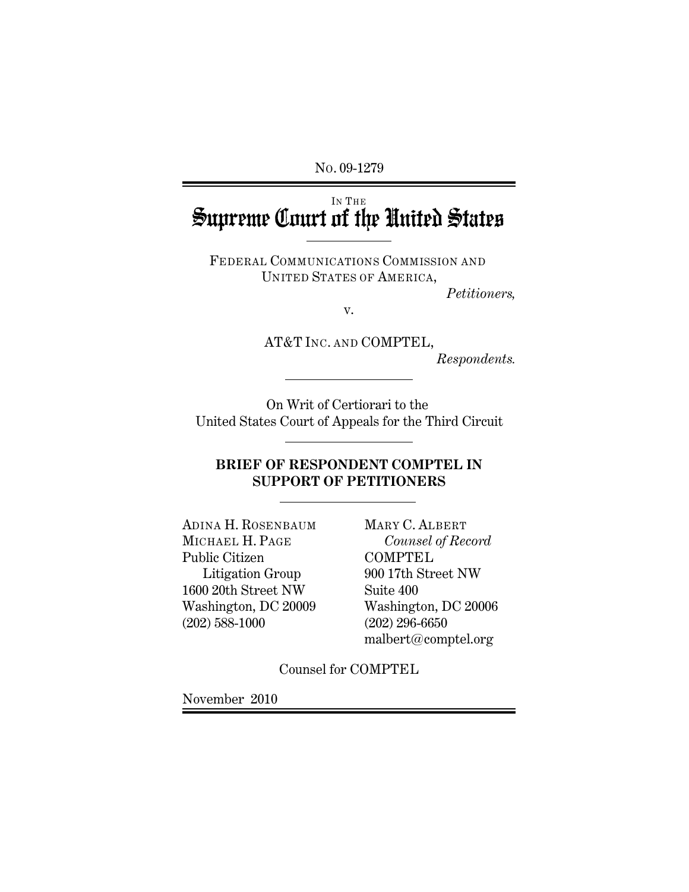No. 09-1279

IN THE
# Supreme Court of the United States

FEDERAL COMMUNICATIONS COMMISSION AND UNITED STATES OF AMERICA,

*Petitioners,*

v.

AT&T INC. AND COMPTEL,

*Respondents.*

On Writ of Certiorari to the United States Court of Appeals for the Third Circuit

**BRIEF OF RESPONDENT COMPTEL IN SUPPORT OF PETITIONERS**

ADINA H. ROSENBAUM
MICHAEL H. PAGE
Public Citizen
Litigation Group
1600 20th Street NW
Washington, DC 20009
(202) 588-1000

MARY C. ALBERT
*Counsel of Record*
COMPTEL
900 17th Street NW
Suite 400
Washington, DC 20006
(202) 296-6650
malbert@comptel.org

Counsel for COMPTEL

November 2010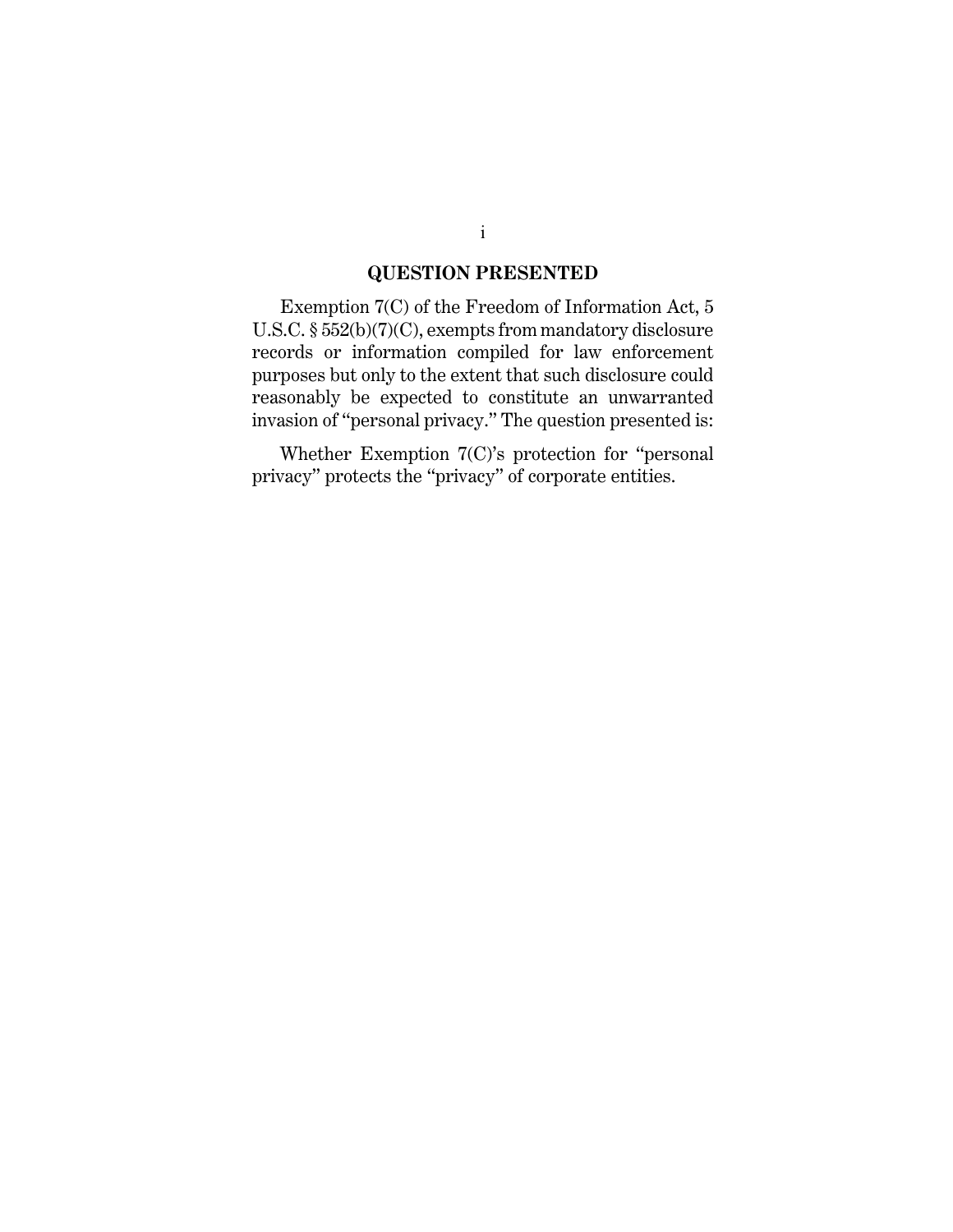## QUESTION PRESENTED

Exemption 7(C) of the Freedom of Information Act, 5 U.S.C. § 552(b)(7)(C), exempts from mandatory disclosure records or information compiled for law enforcement purposes but only to the extent that such disclosure could reasonably be expected to constitute an unwarranted invasion of "personal privacy." The question presented is:

Whether Exemption 7(C)'s protection for "personal privacy" protects the "privacy" of corporate entities.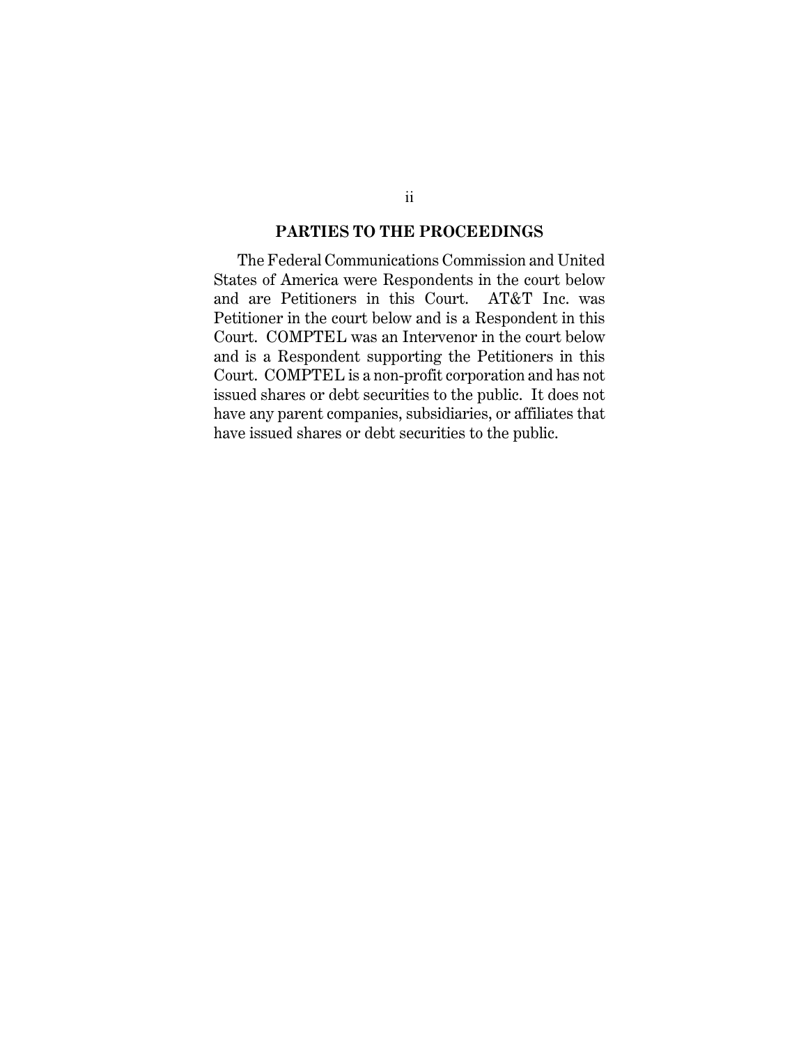## PARTIES TO THE PROCEEDINGS

The Federal Communications Commission and United States of America were Respondents in the court below and are Petitioners in this Court. AT&T Inc. was Petitioner in the court below and is a Respondent in this Court. COMPTEL was an Intervenor in the court below and is a Respondent supporting the Petitioners in this Court. COMPTEL is a non-profit corporation and has not issued shares or debt securities to the public. It does not have any parent companies, subsidiaries, or affiliates that have issued shares or debt securities to the public.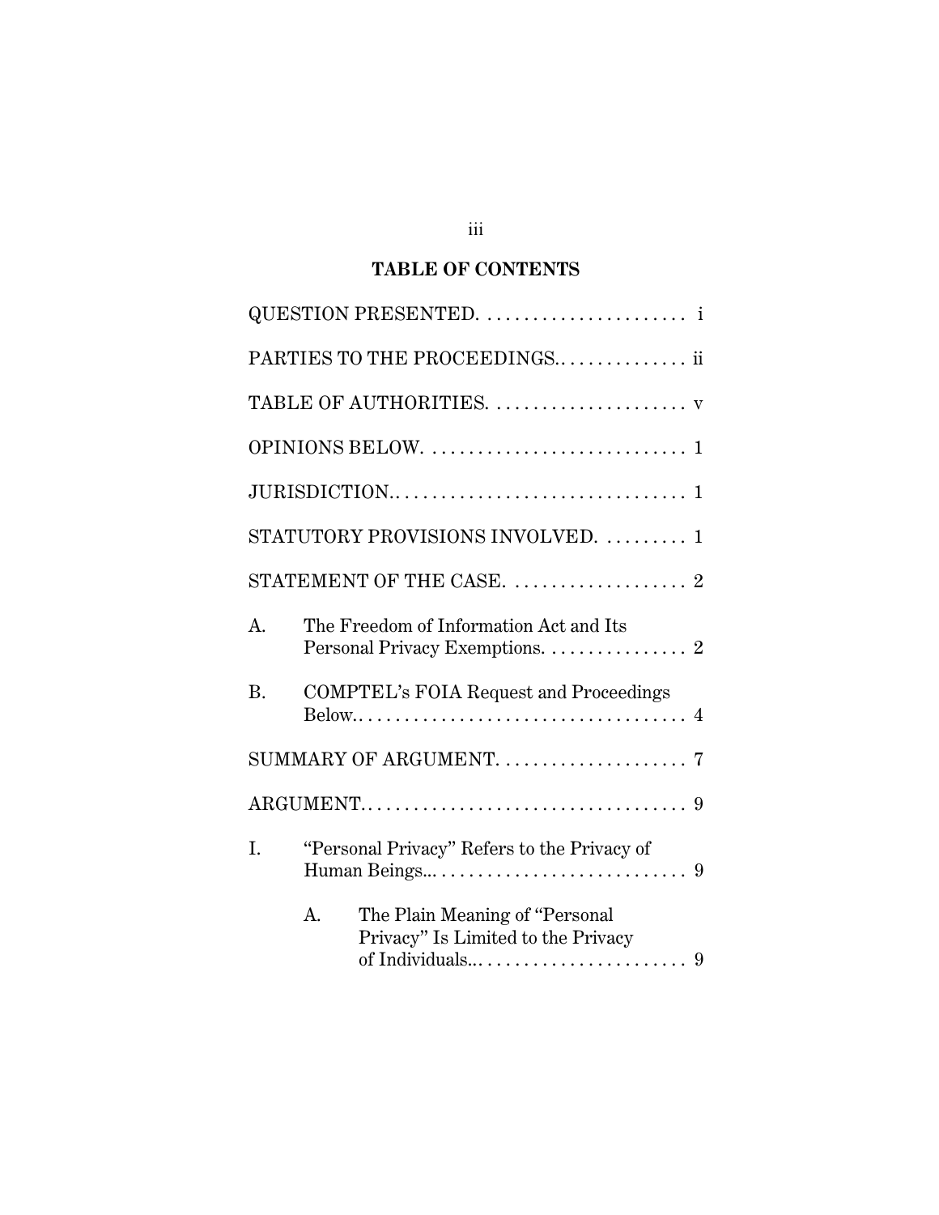## TABLE OF CONTENTS

QUESTION PRESENTED. . . . . . . . . . . . . . . . . . . . . . . i

PARTIES TO THE PROCEEDINGS.. . . . . . . . . . . . . . ii

TABLE OF AUTHORITIES. . . . . . . . . . . . . . . . . . . . . . v

OPINIONS BELOW. . . . . . . . . . . . . . . . . . . . . . . . . . . . 1

JURISDICTION.. . . . . . . . . . . . . . . . . . . . . . . . . . . . . . . 1

STATUTORY PROVISIONS INVOLVED. . . . . . . . . 1

STATEMENT OF THE CASE. . . . . . . . . . . . . . . . . . . 2

A. The Freedom of Information Act and Its Personal Privacy Exemptions. . . . . . . . . . . . . . . . 2

B. COMPTEL's FOIA Request and Proceedings Below.. . . . . . . . . . . . . . . . . . . . . . . . . . . . . . . . . . . . 4

SUMMARY OF ARGUMENT. . . . . . . . . . . . . . . . . . . . 7

ARGUMENT.. . . . . . . . . . . . . . . . . . . . . . . . . . . . . . . . . . . 9

I. "Personal Privacy" Refers to the Privacy of Human Beings... . . . . . . . . . . . . . . . . . . . . . . . . . . . 9

   A. The Plain Meaning of "Personal Privacy" Is Limited to the Privacy of Individuals... . . . . . . . . . . . . . . . . . . . . . . . 9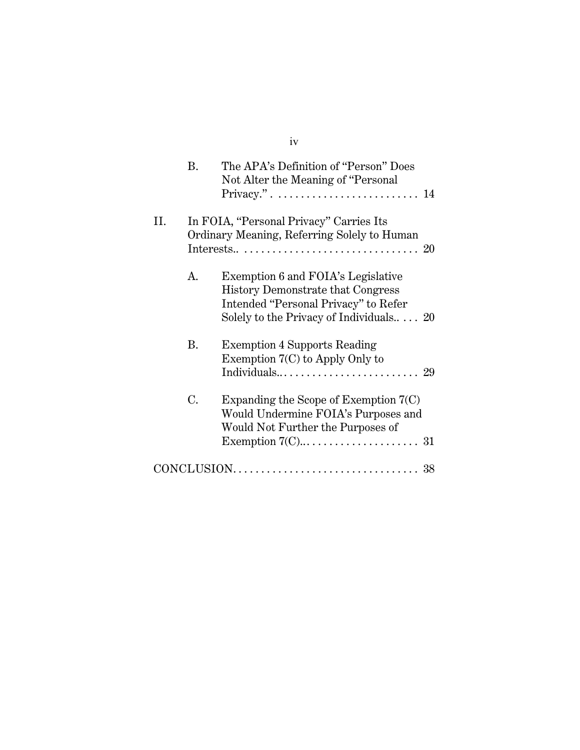B. The APA's Definition of "Person" Does Not Alter the Meaning of "Personal Privacy." . . . . . . . . . . . . . . . . . . . . . . . . . . 14

II. In FOIA, "Personal Privacy" Carries Its Ordinary Meaning, Referring Solely to Human Interests.. . . . . . . . . . . . . . . . . . . . . . . . . . . . . . . . 20

A. Exemption 6 and FOIA's Legislative History Demonstrate that Congress Intended "Personal Privacy" to Refer Solely to the Privacy of Individuals.. . . . 20

B. Exemption 4 Supports Reading Exemption 7(C) to Apply Only to Individuals.. . . . . . . . . . . . . . . . . . . . . . . . . 29

C. Expanding the Scope of Exemption 7(C) Would Undermine FOIA's Purposes and Would Not Further the Purposes of Exemption 7(C).. . . . . . . . . . . . . . . . . . . . . 31

CONCLUSION. . . . . . . . . . . . . . . . . . . . . . . . . . . . . . . . . 38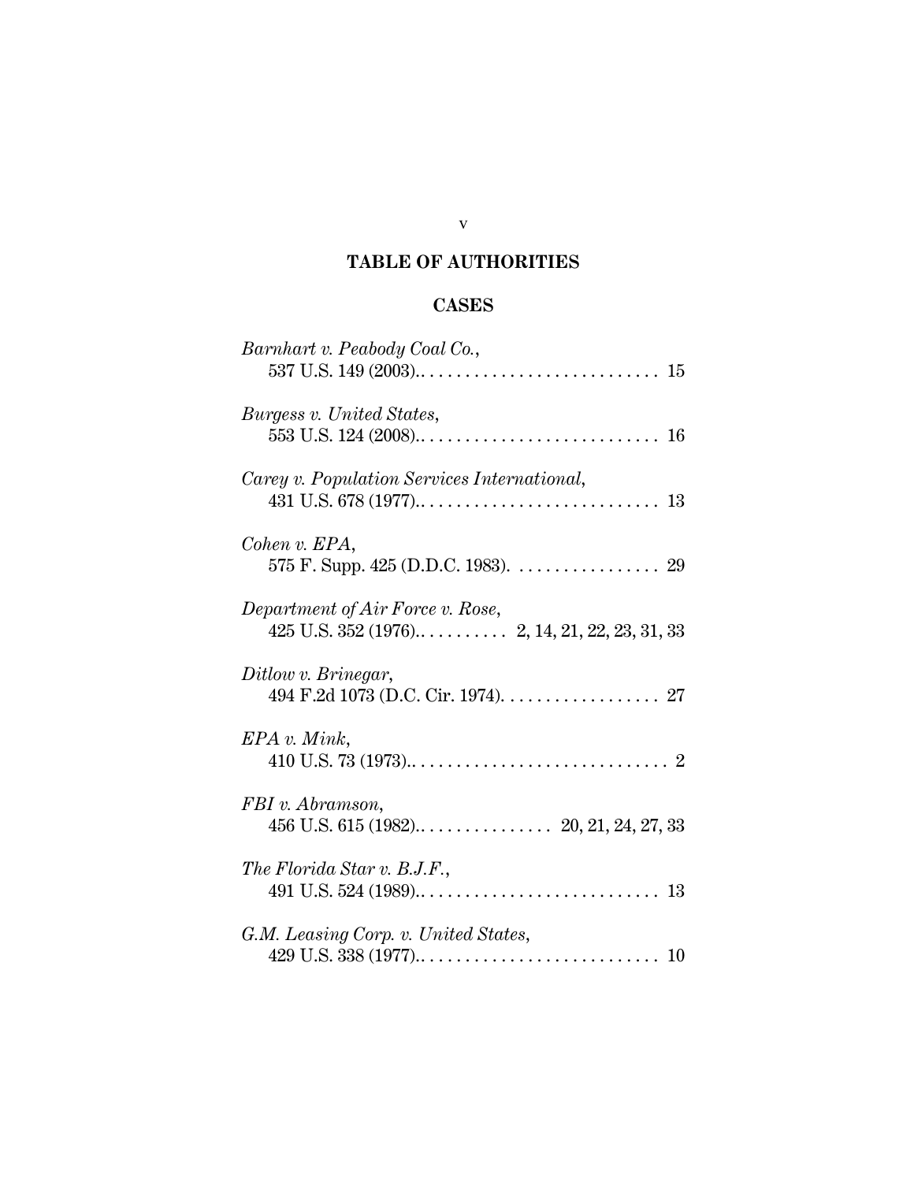# TABLE OF AUTHORITIES

## CASES

*Barnhart v. Peabody Coal Co.*,
537 U.S. 149 (2003). . . . . . . . . . . . . . . . . . . . . . . . . . . . 15

*Burgess v. United States*,
553 U.S. 124 (2008). . . . . . . . . . . . . . . . . . . . . . . . . . . . 16

*Carey v. Population Services International*,
431 U.S. 678 (1977). . . . . . . . . . . . . . . . . . . . . . . . . . . . 13

*Cohen v. EPA*,
575 F. Supp. 425 (D.D.C. 1983). . . . . . . . . . . . . . . . . 29

*Department of Air Force v. Rose*,
425 U.S. 352 (1976). . . . . . . . . . . 2, 14, 21, 22, 23, 31, 33

*Ditlow v. Brinegar*,
494 F.2d 1073 (D.C. Cir. 1974). . . . . . . . . . . . . . . . . . 27

*EPA v. Mink*,
410 U.S. 73 (1973). . . . . . . . . . . . . . . . . . . . . . . . . . . . . 2

*FBI v. Abramson*,
456 U.S. 615 (1982). . . . . . . . . . . . . . . . 20, 21, 24, 27, 33

*The Florida Star v. B.J.F.*,
491 U.S. 524 (1989). . . . . . . . . . . . . . . . . . . . . . . . . . . . 13

*G.M. Leasing Corp. v. United States*,
429 U.S. 338 (1977). . . . . . . . . . . . . . . . . . . . . . . . . . . . 10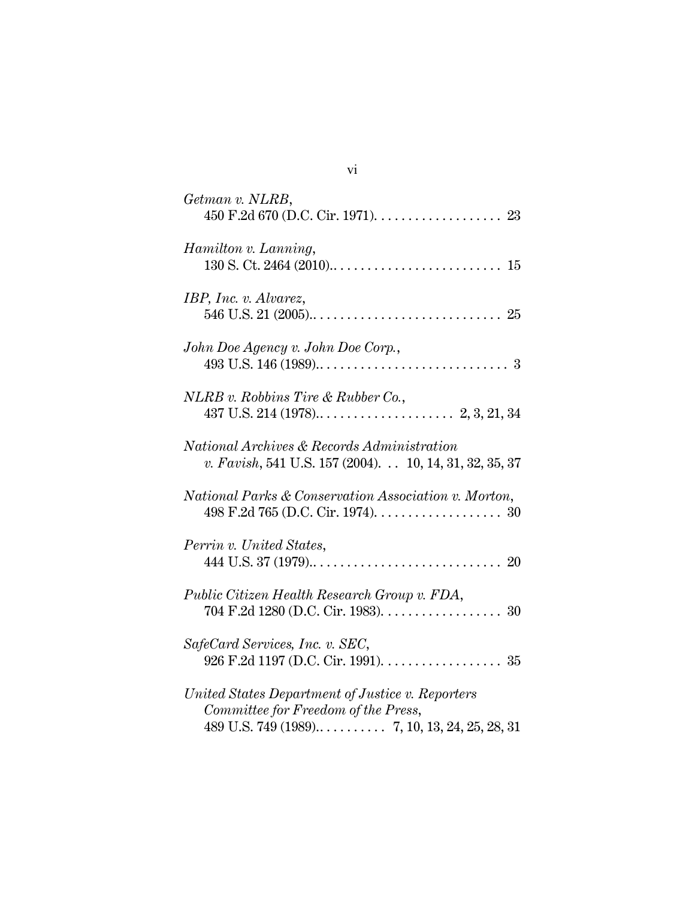*Getman v. NLRB*,
450 F.2d 670 (D.C. Cir. 1971). . . . . . . . . . . . . . . . . . . 23

*Hamilton v. Lanning*,
130 S. Ct. 2464 (2010).. . . . . . . . . . . . . . . . . . . . . . . . . 15

*IBP, Inc. v. Alvarez*,
546 U.S. 21 (2005).. . . . . . . . . . . . . . . . . . . . . . . . . . . . 25

*John Doe Agency v. John Doe Corp.*,
493 U.S. 146 (1989).. . . . . . . . . . . . . . . . . . . . . . . . . . . . 3

*NLRB v. Robbins Tire & Rubber Co.*,
437 U.S. 214 (1978).. . . . . . . . . . . . . . . . . . . . 2, 3, 21, 34

*National Archives & Records Administration v. Favish*, 541 U.S. 157 (2004). . . 10, 14, 31, 32, 35, 37

*National Parks & Conservation Association v. Morton*,
498 F.2d 765 (D.C. Cir. 1974). . . . . . . . . . . . . . . . . . . 30

*Perrin v. United States*,
444 U.S. 37 (1979).. . . . . . . . . . . . . . . . . . . . . . . . . . . . 20

*Public Citizen Health Research Group v. FDA*,
704 F.2d 1280 (D.C. Cir. 1983). . . . . . . . . . . . . . . . . . 30

*SafeCard Services, Inc. v. SEC*,
926 F.2d 1197 (D.C. Cir. 1991). . . . . . . . . . . . . . . . . . 35

*United States Department of Justice v. Reporters Committee for Freedom of the Press*,
489 U.S. 749 (1989).. . . . . . . . . . 7, 10, 13, 24, 25, 28, 31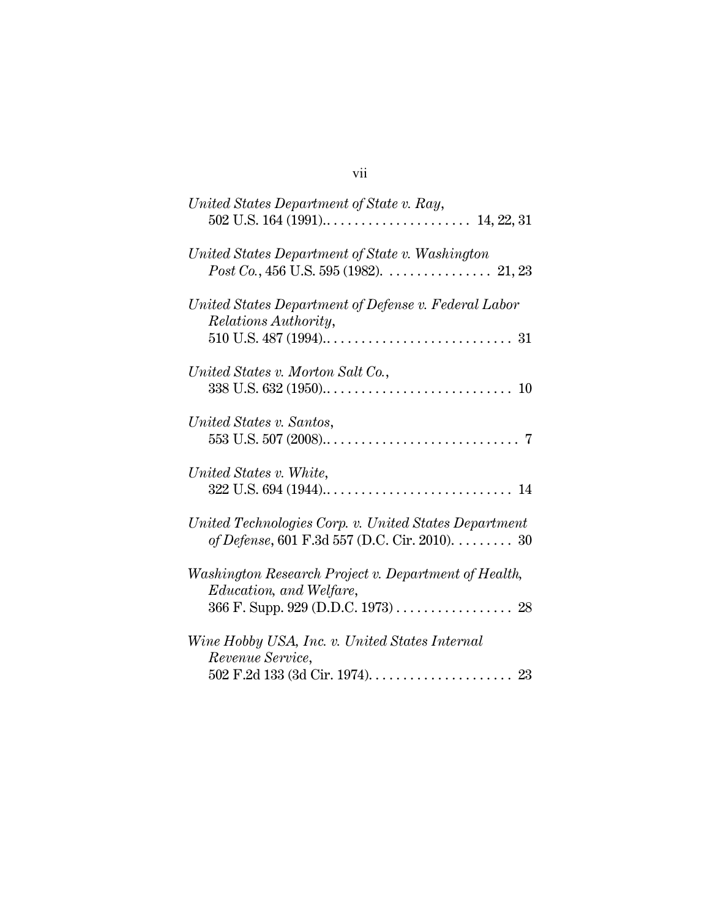*United States Department of State v. Ray*,
502 U.S. 164 (1991). . . . . . . . . . . . . . . . . . . . . . 14, 22, 31

*United States Department of State v. Washington Post Co.*, 456 U.S. 595 (1982). . . . . . . . . . . . . . . . 21, 23

*United States Department of Defense v. Federal Labor Relations Authority*,
510 U.S. 487 (1994). . . . . . . . . . . . . . . . . . . . . . . . . . . . 31

*United States v. Morton Salt Co.*,
338 U.S. 632 (1950). . . . . . . . . . . . . . . . . . . . . . . . . . . . 10

*United States v. Santos*,
553 U.S. 507 (2008). . . . . . . . . . . . . . . . . . . . . . . . . . . . . 7

*United States v. White*,
322 U.S. 694 (1944). . . . . . . . . . . . . . . . . . . . . . . . . . . . 14

*United Technologies Corp. v. United States Department of Defense*, 601 F.3d 557 (D.C. Cir. 2010). . . . . . . . . 30

*Washington Research Project v. Department of Health, Education, and Welfare*,
366 F. Supp. 929 (D.D.C. 1973) . . . . . . . . . . . . . . . . . 28

*Wine Hobby USA, Inc. v. United States Internal Revenue Service*,
502 F.2d 133 (3d Cir. 1974). . . . . . . . . . . . . . . . . . . . . 23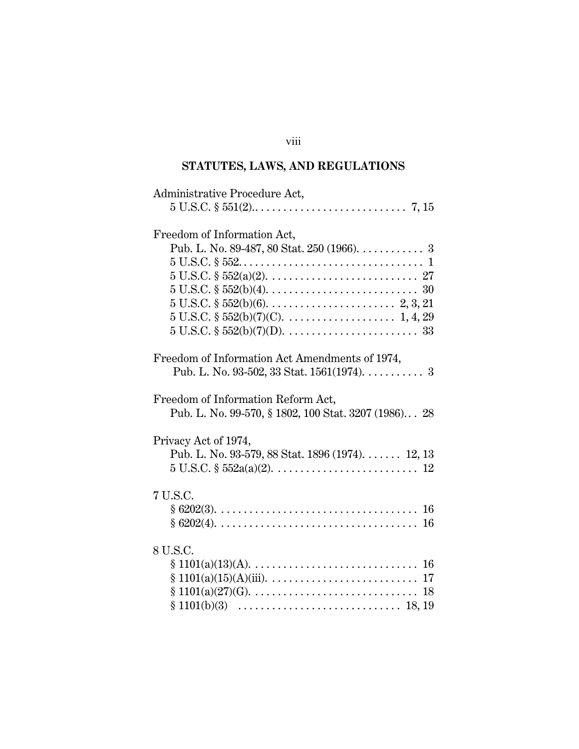## STATUTES, LAWS, AND REGULATIONS

Administrative Procedure Act,
  5 U.S.C. § 551(2).. . . . . . . . . . . . . . . . . . . . . . . . . . . 7, 15

Freedom of Information Act,
  Pub. L. No. 89-487, 80 Stat. 250 (1966). . . . . . . . . . . . 3
  5 U.S.C. § 552. . . . . . . . . . . . . . . . . . . . . . . . . . . . . . . . . 1
  5 U.S.C. § 552(a)(2). . . . . . . . . . . . . . . . . . . . . . . . . . . 27
  5 U.S.C. § 552(b)(4). . . . . . . . . . . . . . . . . . . . . . . . . . . 30
  5 U.S.C. § 552(b)(6). . . . . . . . . . . . . . . . . . . . . . . 2, 3, 21
  5 U.S.C. § 552(b)(7)(C). . . . . . . . . . . . . . . . . . . . 1, 4, 29
  5 U.S.C. § 552(b)(7)(D). . . . . . . . . . . . . . . . . . . . . . . . 33

Freedom of Information Act Amendments of 1974,
  Pub. L. No. 93-502, 33 Stat. 1561(1974). . . . . . . . . . . 3

Freedom of Information Reform Act,
  Pub. L. No. 99-570, § 1802, 100 Stat. 3207 (1986). . . 28

Privacy Act of 1974,
  Pub. L. No. 93-579, 88 Stat. 1896 (1974). . . . . . . 12, 13
  5 U.S.C. § 552a(a)(2). . . . . . . . . . . . . . . . . . . . . . . . . . 12

7 U.S.C.
  § 6202(3). . . . . . . . . . . . . . . . . . . . . . . . . . . . . . . . . . . . 16
  § 6202(4). . . . . . . . . . . . . . . . . . . . . . . . . . . . . . . . . . . . 16

8 U.S.C.
  § 1101(a)(13)(A). . . . . . . . . . . . . . . . . . . . . . . . . . . . . . 16
  § 1101(a)(15)(A)(iii). . . . . . . . . . . . . . . . . . . . . . . . . . . 17
  § 1101(a)(27)(G). . . . . . . . . . . . . . . . . . . . . . . . . . . . . . 18
  § 1101(b)(3) . . . . . . . . . . . . . . . . . . . . . . . . . . . . . 18, 19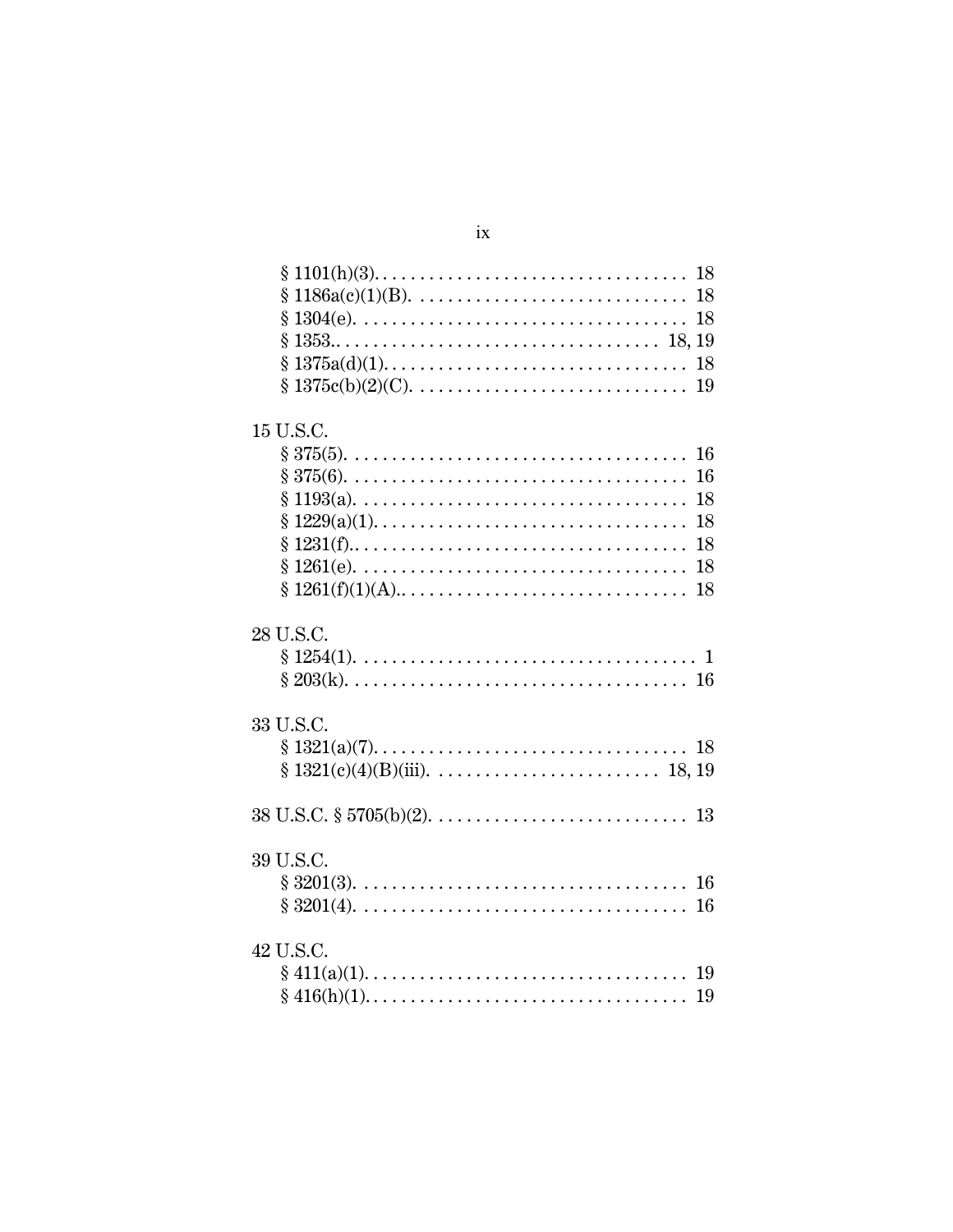§ 1101(h)(3). . . . . . . . . . . . . . . . . . . . . . . . . . . . . . . . . 18
§ 1186a(c)(1)(B). . . . . . . . . . . . . . . . . . . . . . . . . . . . . 18
§ 1304(e). . . . . . . . . . . . . . . . . . . . . . . . . . . . . . . . . . . 18
§ 1353.. . . . . . . . . . . . . . . . . . . . . . . . . . . . . . . . . 18, 19
§ 1375a(d)(1). . . . . . . . . . . . . . . . . . . . . . . . . . . . . . . 18
§ 1375c(b)(2)(C). . . . . . . . . . . . . . . . . . . . . . . . . . . . . 19

15 U.S.C.
§ 375(5). . . . . . . . . . . . . . . . . . . . . . . . . . . . . . . . . . . . 16
§ 375(6). . . . . . . . . . . . . . . . . . . . . . . . . . . . . . . . . . . . 16
§ 1193(a). . . . . . . . . . . . . . . . . . . . . . . . . . . . . . . . . . . 18
§ 1229(a)(1). . . . . . . . . . . . . . . . . . . . . . . . . . . . . . . . . 18
§ 1231(f).. . . . . . . . . . . . . . . . . . . . . . . . . . . . . . . . . . 18
§ 1261(e). . . . . . . . . . . . . . . . . . . . . . . . . . . . . . . . . . . 18
§ 1261(f)(1)(A).. . . . . . . . . . . . . . . . . . . . . . . . . . . . . . 18

28 U.S.C.
§ 1254(1). . . . . . . . . . . . . . . . . . . . . . . . . . . . . . . . . . . . 1
§ 203(k). . . . . . . . . . . . . . . . . . . . . . . . . . . . . . . . . . . . 16

33 U.S.C.
§ 1321(a)(7). . . . . . . . . . . . . . . . . . . . . . . . . . . . . . . . . 18
§ 1321(c)(4)(B)(iii). . . . . . . . . . . . . . . . . . . . . . . . 18, 19

38 U.S.C. § 5705(b)(2). . . . . . . . . . . . . . . . . . . . . . . . . . . . 13

39 U.S.C.
§ 3201(3). . . . . . . . . . . . . . . . . . . . . . . . . . . . . . . . . . . 16
§ 3201(4). . . . . . . . . . . . . . . . . . . . . . . . . . . . . . . . . . . 16

42 U.S.C.
§ 411(a)(1). . . . . . . . . . . . . . . . . . . . . . . . . . . . . . . . . . 19
§ 416(h)(1). . . . . . . . . . . . . . . . . . . . . . . . . . . . . . . . . . 19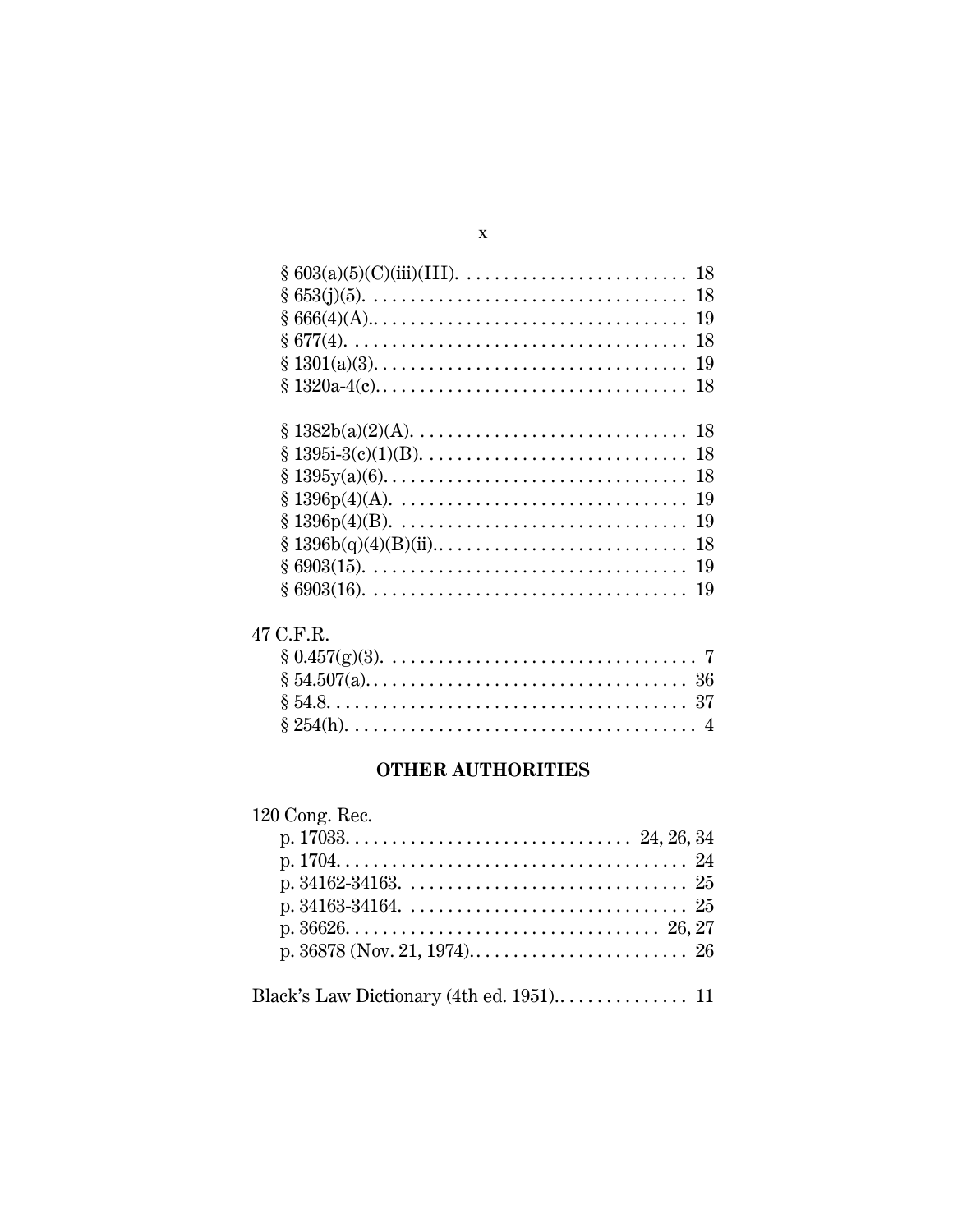§ 603(a)(5)(C)(iii)(III). . . . . . . . . . . . . . . . . . . . . . . . . 18
§ 653(j)(5). . . . . . . . . . . . . . . . . . . . . . . . . . . . . . . . . . . 18
§ 666(4)(A).. . . . . . . . . . . . . . . . . . . . . . . . . . . . . . . . . 19
§ 677(4). . . . . . . . . . . . . . . . . . . . . . . . . . . . . . . . . . . . . 18
§ 1301(a)(3). . . . . . . . . . . . . . . . . . . . . . . . . . . . . . . . . . 19
§ 1320a-4(c). . . . . . . . . . . . . . . . . . . . . . . . . . . . . . . . . . 18

§ 1382b(a)(2)(A). . . . . . . . . . . . . . . . . . . . . . . . . . . . . . 18
§ 1395i-3(c)(1)(B). . . . . . . . . . . . . . . . . . . . . . . . . . . . . 18
§ 1395y(a)(6). . . . . . . . . . . . . . . . . . . . . . . . . . . . . . . . . 18
§ 1396p(4)(A). . . . . . . . . . . . . . . . . . . . . . . . . . . . . . . . 19
§ 1396p(4)(B). . . . . . . . . . . . . . . . . . . . . . . . . . . . . . . . 19
§ 1396b(q)(4)(B)(ii).. . . . . . . . . . . . . . . . . . . . . . . . . . . 18
§ 6903(15). . . . . . . . . . . . . . . . . . . . . . . . . . . . . . . . . . . 19
§ 6903(16). . . . . . . . . . . . . . . . . . . . . . . . . . . . . . . . . . . 19

47 C.F.R.
§ 0.457(g)(3). . . . . . . . . . . . . . . . . . . . . . . . . . . . . . . . . . 7
§ 54.507(a). . . . . . . . . . . . . . . . . . . . . . . . . . . . . . . . . . . 36
§ 54.8. . . . . . . . . . . . . . . . . . . . . . . . . . . . . . . . . . . . . . . 37
§ 254(h). . . . . . . . . . . . . . . . . . . . . . . . . . . . . . . . . . . . . . 4

## OTHER AUTHORITIES

120 Cong. Rec.
p. 17033. . . . . . . . . . . . . . . . . . . . . . . . . . . . . . . 24, 26, 34
p. 1704. . . . . . . . . . . . . . . . . . . . . . . . . . . . . . . . . . . . . . 24
p. 34162-34163. . . . . . . . . . . . . . . . . . . . . . . . . . . . . . . 25
p. 34163-34164. . . . . . . . . . . . . . . . . . . . . . . . . . . . . . . 25
p. 36626. . . . . . . . . . . . . . . . . . . . . . . . . . . . . . . . . . 26, 27
p. 36878 (Nov. 21, 1974).. . . . . . . . . . . . . . . . . . . . . . . . 26

Black's Law Dictionary (4th ed. 1951).. . . . . . . . . . . . . . . 11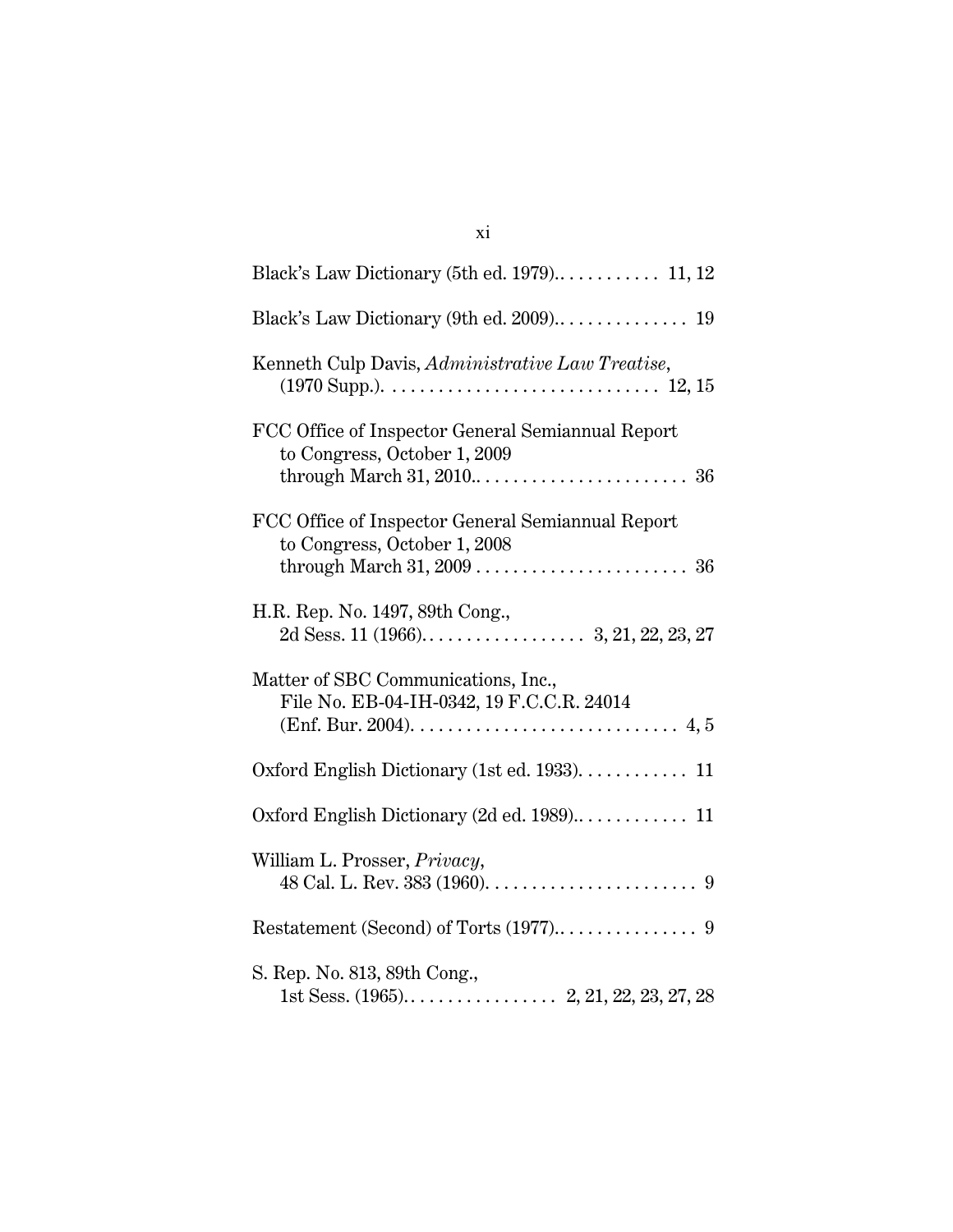Black's Law Dictionary (5th ed. 1979).. . . . . . . . . . . 11, 12

Black's Law Dictionary (9th ed. 2009).. . . . . . . . . . . . . 19

Kenneth Culp Davis, *Administrative Law Treatise*, (1970 Supp.). . . . . . . . . . . . . . . . . . . . . . . . . . . . . . 12, 15

FCC Office of Inspector General Semiannual Report to Congress, October 1, 2009 through March 31, 2010.. . . . . . . . . . . . . . . . . . . . . . . 36

FCC Office of Inspector General Semiannual Report to Congress, October 1, 2008 through March 31, 2009 . . . . . . . . . . . . . . . . . . . . . . . 36

H.R. Rep. No. 1497, 89th Cong., 2d Sess. 11 (1966). . . . . . . . . . . . . . . . . . 3, 21, 22, 23, 27

Matter of SBC Communications, Inc., File No. EB-04-IH-0342, 19 F.C.C.R. 24014 (Enf. Bur. 2004). . . . . . . . . . . . . . . . . . . . . . . . . . . . . 4, 5

Oxford English Dictionary (1st ed. 1933). . . . . . . . . . . . 11

Oxford English Dictionary (2d ed. 1989).. . . . . . . . . . . . 11

William L. Prosser, *Privacy*, 48 Cal. L. Rev. 383 (1960). . . . . . . . . . . . . . . . . . . . . . . 9

Restatement (Second) of Torts (1977).. . . . . . . . . . . . . . . 9

S. Rep. No. 813, 89th Cong., 1st Sess. (1965). . . . . . . . . . . . . . . . . 2, 21, 22, 23, 27, 28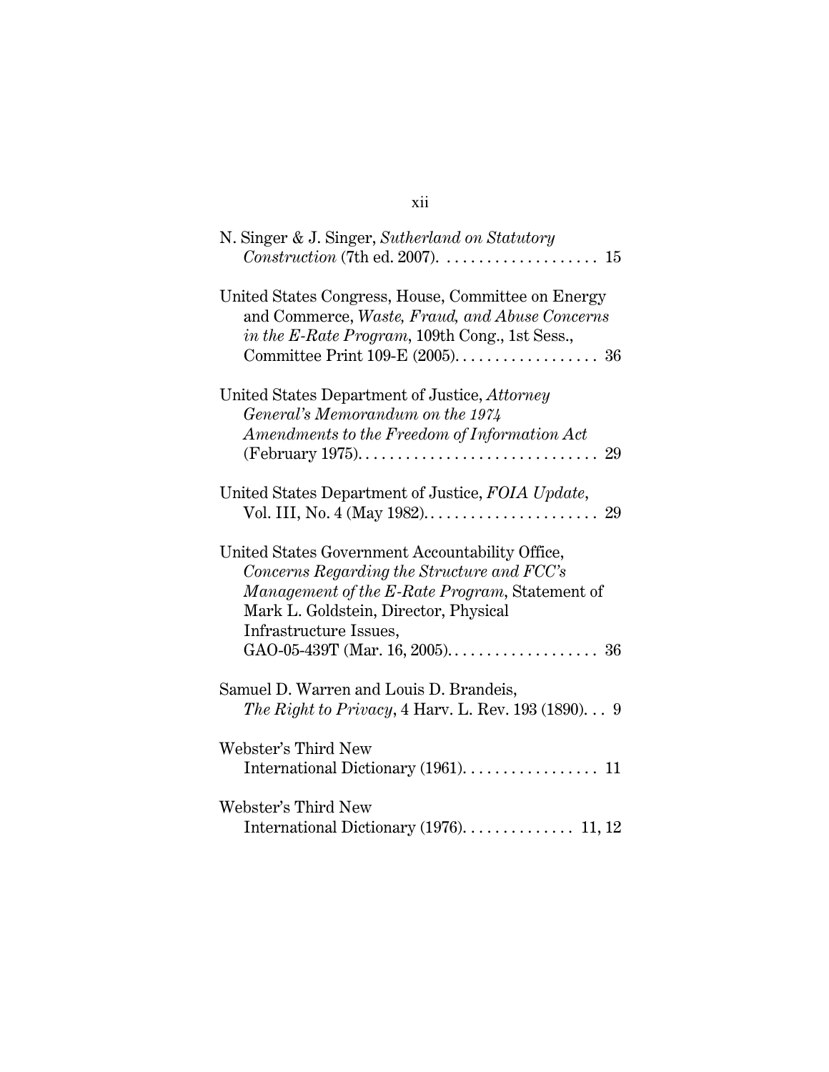N. Singer & J. Singer, *Sutherland on Statutory Construction* (7th ed. 2007). . . . . . . . . . . . . . . . . . . . 15

United States Congress, House, Committee on Energy and Commerce, *Waste, Fraud, and Abuse Concerns in the E-Rate Program*, 109th Cong., 1st Sess., Committee Print 109-E (2005). . . . . . . . . . . . . . . . . . 36

United States Department of Justice, *Attorney General's Memorandum on the 1974 Amendments to the Freedom of Information Act* (February 1975). . . . . . . . . . . . . . . . . . . . . . . . . . . . . . 29

United States Department of Justice, *FOIA Update*, Vol. III, No. 4 (May 1982). . . . . . . . . . . . . . . . . . . . . . 29

United States Government Accountability Office, *Concerns Regarding the Structure and FCC's Management of the E-Rate Program*, Statement of Mark L. Goldstein, Director, Physical Infrastructure Issues, GAO-05-439T (Mar. 16, 2005). . . . . . . . . . . . . . . . . . . 36

Samuel D. Warren and Louis D. Brandeis, *The Right to Privacy*, 4 Harv. L. Rev. 193 (1890). . . 9

Webster's Third New International Dictionary (1961). . . . . . . . . . . . . . . . . 11

Webster's Third New International Dictionary (1976). . . . . . . . . . . . . . 11, 12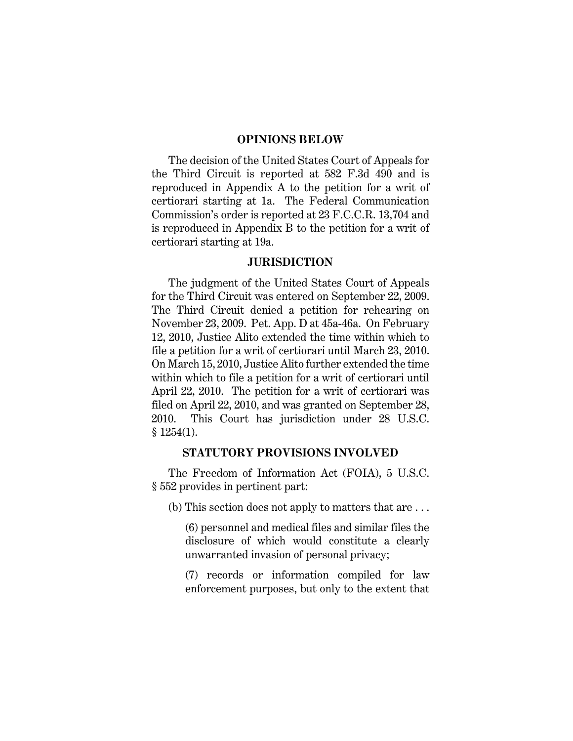## OPINIONS BELOW

The decision of the United States Court of Appeals for the Third Circuit is reported at 582 F.3d 490 and is reproduced in Appendix A to the petition for a writ of certiorari starting at 1a. The Federal Communication Commission's order is reported at 23 F.C.C.R. 13,704 and is reproduced in Appendix B to the petition for a writ of certiorari starting at 19a.

## JURISDICTION

The judgment of the United States Court of Appeals for the Third Circuit was entered on September 22, 2009. The Third Circuit denied a petition for rehearing on November 23, 2009. Pet. App. D at 45a-46a. On February 12, 2010, Justice Alito extended the time within which to file a petition for a writ of certiorari until March 23, 2010. On March 15, 2010, Justice Alito further extended the time within which to file a petition for a writ of certiorari until April 22, 2010. The petition for a writ of certiorari was filed on April 22, 2010, and was granted on September 28, 2010. This Court has jurisdiction under 28 U.S.C. § 1254(1).

## STATUTORY PROVISIONS INVOLVED

The Freedom of Information Act (FOIA), 5 U.S.C. § 552 provides in pertinent part:

> (b) This section does not apply to matters that are . . .
>
> > (6) personnel and medical files and similar files the disclosure of which would constitute a clearly unwarranted invasion of personal privacy;
> >
> > (7) records or information compiled for law enforcement purposes, but only to the extent that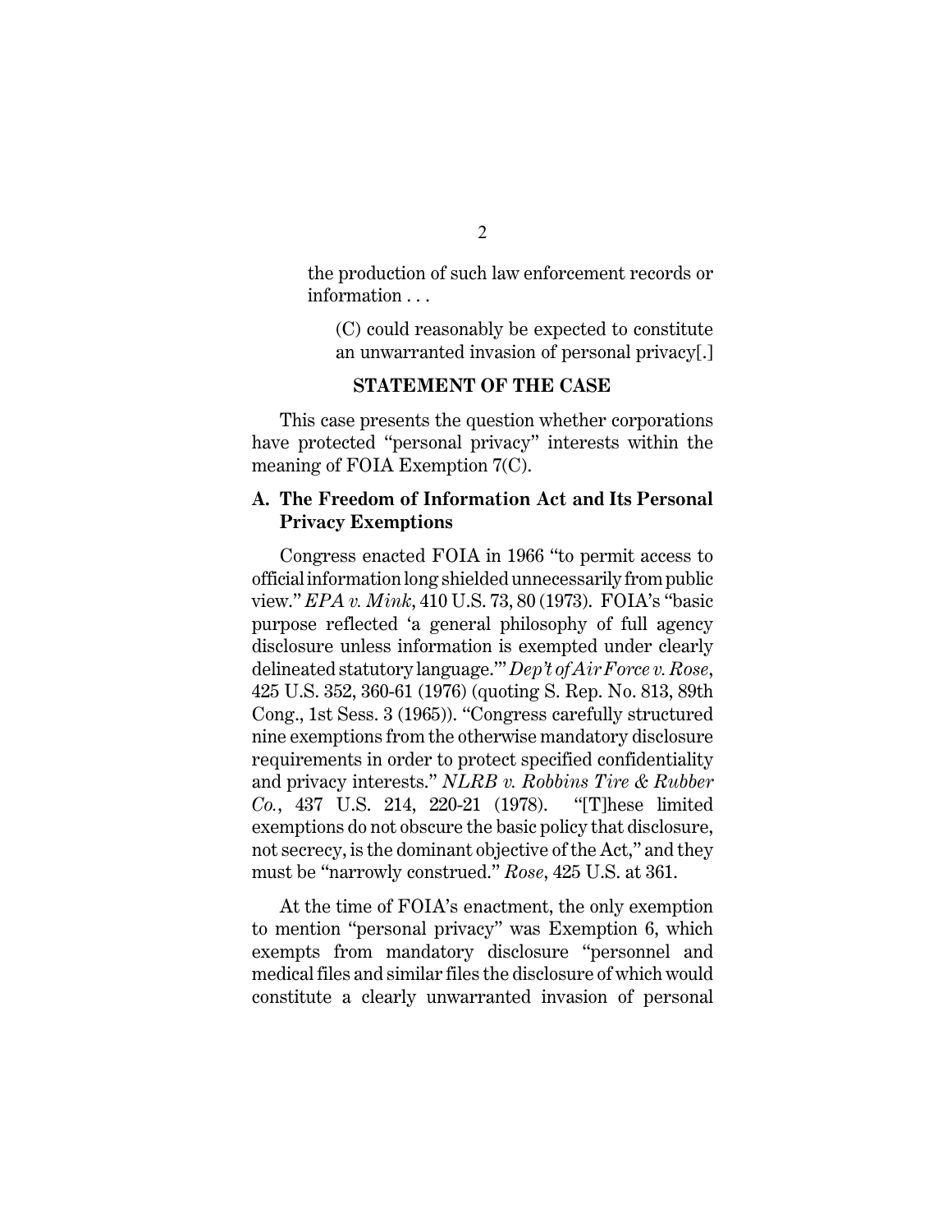> the production of such law enforcement records or information . . .
>
> > (C) could reasonably be expected to constitute an unwarranted invasion of personal privacy[.]

## STATEMENT OF THE CASE

This case presents the question whether corporations have protected "personal privacy" interests within the meaning of FOIA Exemption 7(C).

### A. The Freedom of Information Act and Its Personal Privacy Exemptions

Congress enacted FOIA in 1966 "to permit access to official information long shielded unnecessarily from public view." *EPA v. Mink*, 410 U.S. 73, 80 (1973). FOIA's "basic purpose reflected 'a general philosophy of full agency disclosure unless information is exempted under clearly delineated statutory language.'" *Dep't of Air Force v. Rose*, 425 U.S. 352, 360-61 (1976) (quoting S. Rep. No. 813, 89th Cong., 1st Sess. 3 (1965)). "Congress carefully structured nine exemptions from the otherwise mandatory disclosure requirements in order to protect specified confidentiality and privacy interests." *NLRB v. Robbins Tire & Rubber Co.*, 437 U.S. 214, 220-21 (1978). "[T]hese limited exemptions do not obscure the basic policy that disclosure, not secrecy, is the dominant objective of the Act," and they must be "narrowly construed." *Rose*, 425 U.S. at 361.

At the time of FOIA's enactment, the only exemption to mention "personal privacy" was Exemption 6, which exempts from mandatory disclosure "personnel and medical files and similar files the disclosure of which would constitute a clearly unwarranted invasion of personal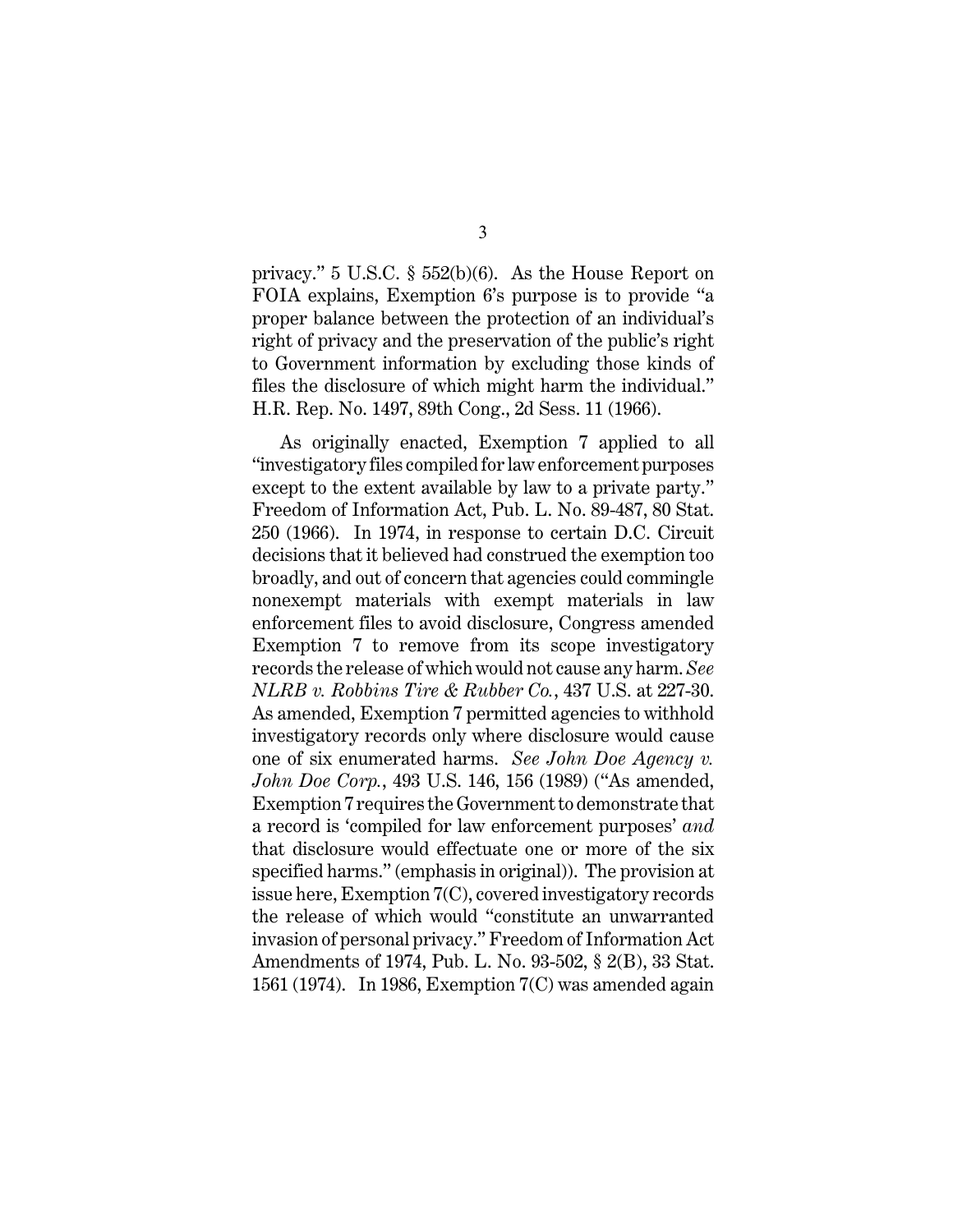privacy." 5 U.S.C. § 552(b)(6). As the House Report on FOIA explains, Exemption 6's purpose is to provide "a proper balance between the protection of an individual's right of privacy and the preservation of the public's right to Government information by excluding those kinds of files the disclosure of which might harm the individual." H.R. Rep. No. 1497, 89th Cong., 2d Sess. 11 (1966).

As originally enacted, Exemption 7 applied to all "investigatory files compiled for law enforcement purposes except to the extent available by law to a private party." Freedom of Information Act, Pub. L. No. 89-487, 80 Stat. 250 (1966). In 1974, in response to certain D.C. Circuit decisions that it believed had construed the exemption too broadly, and out of concern that agencies could commingle nonexempt materials with exempt materials in law enforcement files to avoid disclosure, Congress amended Exemption 7 to remove from its scope investigatory records the release of which would not cause any harm. *See NLRB v. Robbins Tire & Rubber Co.*, 437 U.S. at 227-30. As amended, Exemption 7 permitted agencies to withhold investigatory records only where disclosure would cause one of six enumerated harms. *See John Doe Agency v. John Doe Corp.*, 493 U.S. 146, 156 (1989) ("As amended, Exemption 7 requires the Government to demonstrate that a record is 'compiled for law enforcement purposes' *and* that disclosure would effectuate one or more of the six specified harms." (emphasis in original)). The provision at issue here, Exemption 7(C), covered investigatory records the release of which would "constitute an unwarranted invasion of personal privacy." Freedom of Information Act Amendments of 1974, Pub. L. No. 93-502, § 2(B), 33 Stat. 1561 (1974). In 1986, Exemption 7(C) was amended again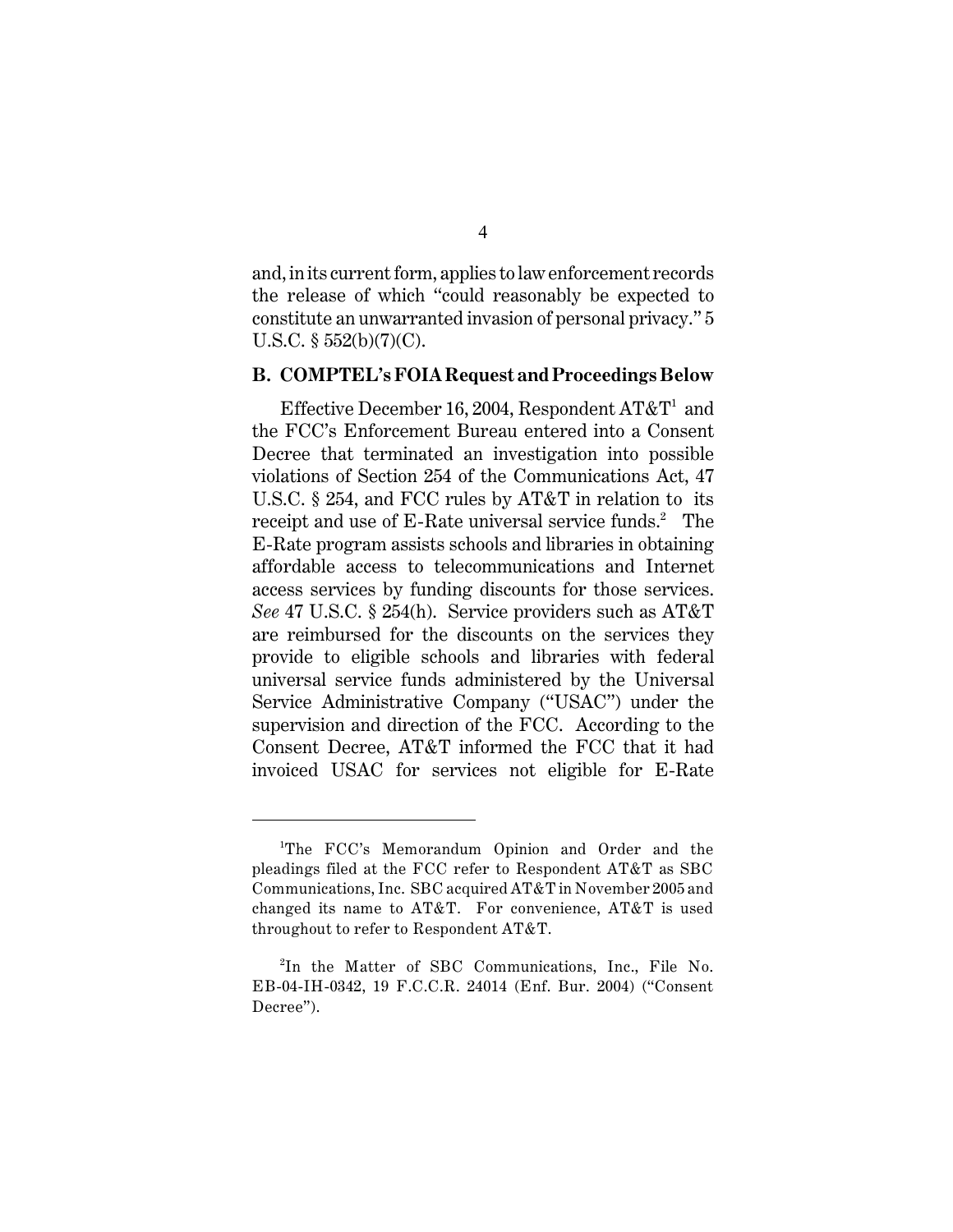and, in its current form, applies to law enforcement records the release of which "could reasonably be expected to constitute an unwarranted invasion of personal privacy." 5 U.S.C. § 552(b)(7)(C).

### B. COMPTEL's FOIA Request and Proceedings Below

Effective December 16, 2004, Respondent AT&T[1] and the FCC's Enforcement Bureau entered into a Consent Decree that terminated an investigation into possible violations of Section 254 of the Communications Act, 47 U.S.C. § 254, and FCC rules by AT&T in relation to its receipt and use of E-Rate universal service funds.[2] The E-Rate program assists schools and libraries in obtaining affordable access to telecommunications and Internet access services by funding discounts for those services. *See* 47 U.S.C. § 254(h). Service providers such as AT&T are reimbursed for the discounts on the services they provide to eligible schools and libraries with federal universal service funds administered by the Universal Service Administrative Company ("USAC") under the supervision and direction of the FCC. According to the Consent Decree, AT&T informed the FCC that it had invoiced USAC for services not eligible for E-Rate

---

[1]The FCC's Memorandum Opinion and Order and the pleadings filed at the FCC refer to Respondent AT&T as SBC Communications, Inc. SBC acquired AT&T in November 2005 and changed its name to AT&T. For convenience, AT&T is used throughout to refer to Respondent AT&T.

[2]In the Matter of SBC Communications, Inc., File No. EB-04-IH-0342, 19 F.C.C.R. 24014 (Enf. Bur. 2004) ("Consent Decree").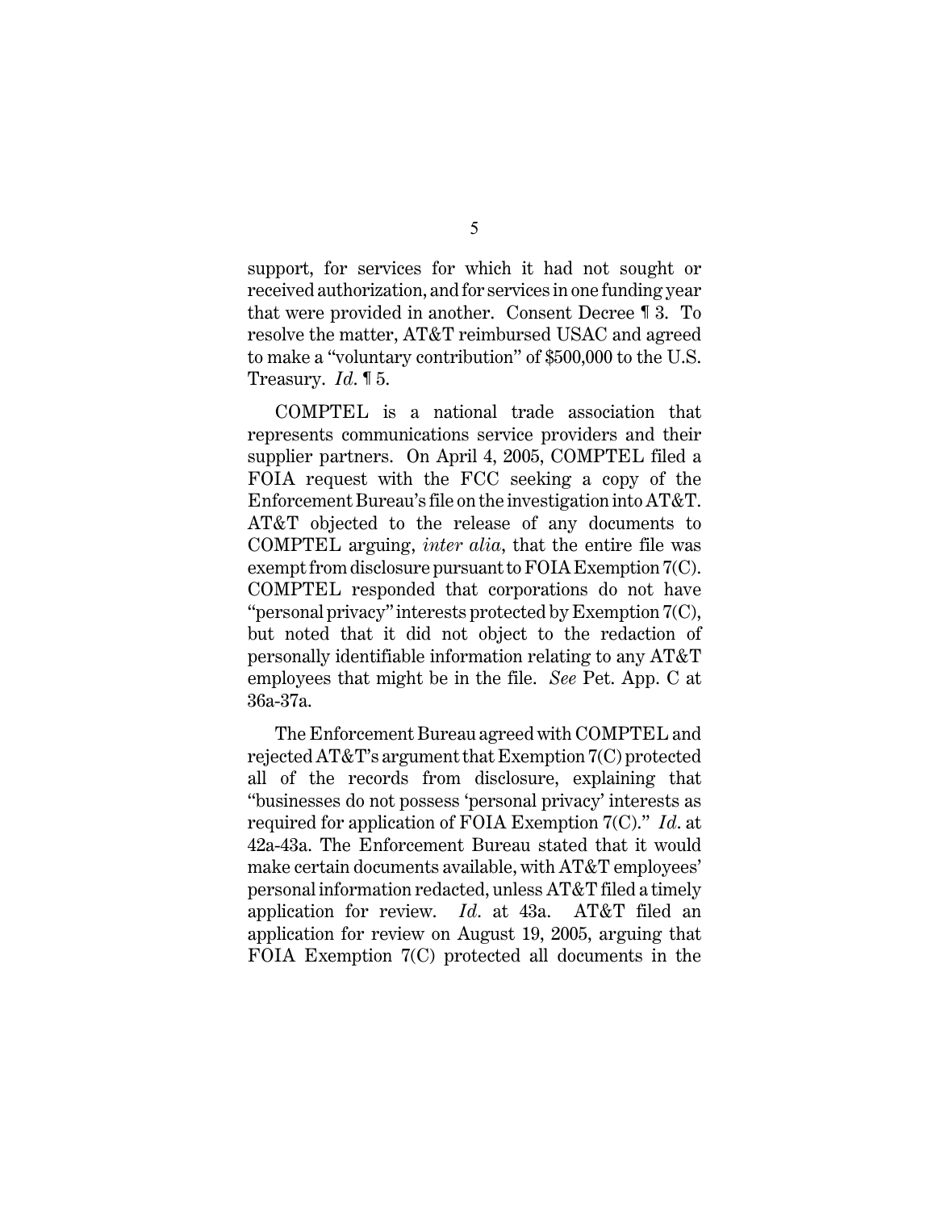support, for services for which it had not sought or received authorization, and for services in one funding year that were provided in another. Consent Decree ¶ 3. To resolve the matter, AT&T reimbursed USAC and agreed to make a "voluntary contribution" of $500,000 to the U.S. Treasury. *Id*. ¶ 5.

COMPTEL is a national trade association that represents communications service providers and their supplier partners. On April 4, 2005, COMPTEL filed a FOIA request with the FCC seeking a copy of the Enforcement Bureau's file on the investigation into AT&T. AT&T objected to the release of any documents to COMPTEL arguing, *inter alia*, that the entire file was exempt from disclosure pursuant to FOIA Exemption 7(C). COMPTEL responded that corporations do not have "personal privacy" interests protected by Exemption 7(C), but noted that it did not object to the redaction of personally identifiable information relating to any AT&T employees that might be in the file. *See* Pet. App. C at 36a-37a.

The Enforcement Bureau agreed with COMPTEL and rejected AT&T's argument that Exemption 7(C) protected all of the records from disclosure, explaining that "businesses do not possess 'personal privacy' interests as required for application of FOIA Exemption 7(C)." *Id*. at 42a-43a. The Enforcement Bureau stated that it would make certain documents available, with AT&T employees' personal information redacted, unless AT&T filed a timely application for review. *Id*. at 43a. AT&T filed an application for review on August 19, 2005, arguing that FOIA Exemption 7(C) protected all documents in the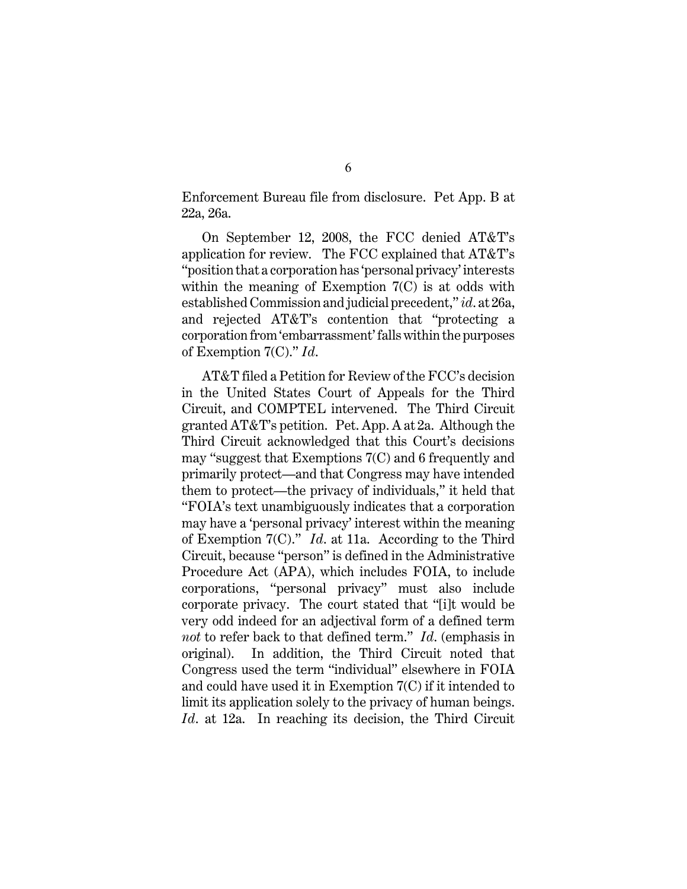Enforcement Bureau file from disclosure. Pet App. B at 22a, 26a.

On September 12, 2008, the FCC denied AT&T's application for review. The FCC explained that AT&T's "position that a corporation has 'personal privacy' interests within the meaning of Exemption 7(C) is at odds with established Commission and judicial precedent," *id*. at 26a, and rejected AT&T's contention that "protecting a corporation from 'embarrassment' falls within the purposes of Exemption 7(C)." *Id*.

AT&T filed a Petition for Review of the FCC's decision in the United States Court of Appeals for the Third Circuit, and COMPTEL intervened. The Third Circuit granted AT&T's petition. Pet. App. A at 2a. Although the Third Circuit acknowledged that this Court's decisions may "suggest that Exemptions 7(C) and 6 frequently and primarily protect—and that Congress may have intended them to protect—the privacy of individuals," it held that "FOIA's text unambiguously indicates that a corporation may have a 'personal privacy' interest within the meaning of Exemption 7(C)." *Id*. at 11a. According to the Third Circuit, because "person" is defined in the Administrative Procedure Act (APA), which includes FOIA, to include corporations, "personal privacy" must also include corporate privacy. The court stated that "[i]t would be very odd indeed for an adjectival form of a defined term *not* to refer back to that defined term." *Id*. (emphasis in original). In addition, the Third Circuit noted that Congress used the term "individual" elsewhere in FOIA and could have used it in Exemption 7(C) if it intended to limit its application solely to the privacy of human beings. *Id*. at 12a. In reaching its decision, the Third Circuit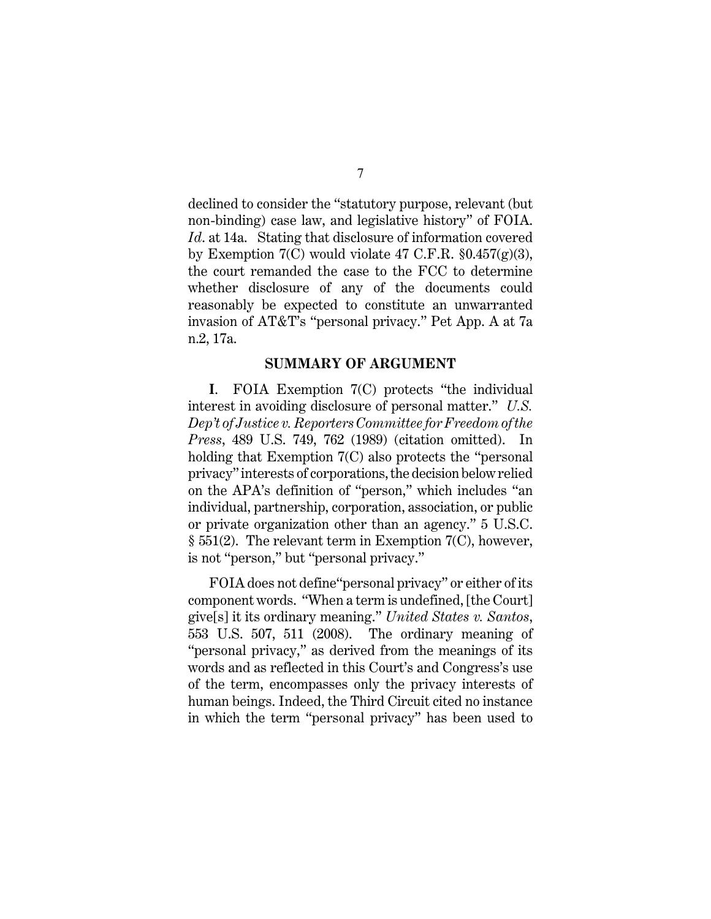declined to consider the "statutory purpose, relevant (but non-binding) case law, and legislative history" of FOIA. *Id.* at 14a. Stating that disclosure of information covered by Exemption 7(C) would violate 47 C.F.R. §0.457(g)(3), the court remanded the case to the FCC to determine whether disclosure of any of the documents could reasonably be expected to constitute an unwarranted invasion of AT&T's "personal privacy." Pet App. A at 7a n.2, 17a.

## SUMMARY OF ARGUMENT

**I**. FOIA Exemption 7(C) protects "the individual interest in avoiding disclosure of personal matter." *U.S. Dep't of Justice v. Reporters Committee for Freedom of the Press*, 489 U.S. 749, 762 (1989) (citation omitted). In holding that Exemption 7(C) also protects the "personal privacy" interests of corporations, the decision below relied on the APA's definition of "person," which includes "an individual, partnership, corporation, association, or public or private organization other than an agency." 5 U.S.C. § 551(2). The relevant term in Exemption 7(C), however, is not "person," but "personal privacy."

FOIA does not define"personal privacy" or either of its component words. "When a term is undefined, [the Court] give[s] it its ordinary meaning." *United States v. Santos*, 553 U.S. 507, 511 (2008). The ordinary meaning of "personal privacy," as derived from the meanings of its words and as reflected in this Court's and Congress's use of the term, encompasses only the privacy interests of human beings. Indeed, the Third Circuit cited no instance in which the term "personal privacy" has been used to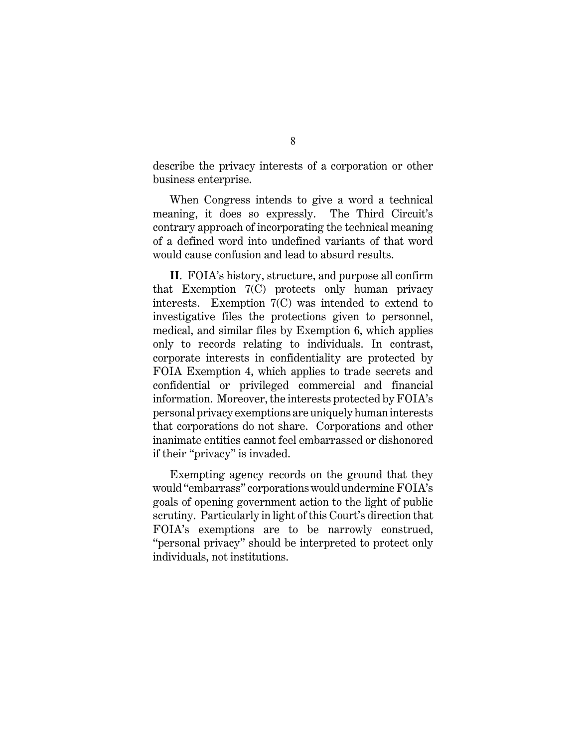describe the privacy interests of a corporation or other business enterprise.

When Congress intends to give a word a technical meaning, it does so expressly. The Third Circuit's contrary approach of incorporating the technical meaning of a defined word into undefined variants of that word would cause confusion and lead to absurd results.

**II**. FOIA's history, structure, and purpose all confirm that Exemption 7(C) protects only human privacy interests. Exemption 7(C) was intended to extend to investigative files the protections given to personnel, medical, and similar files by Exemption 6, which applies only to records relating to individuals. In contrast, corporate interests in confidentiality are protected by FOIA Exemption 4, which applies to trade secrets and confidential or privileged commercial and financial information. Moreover, the interests protected by FOIA's personal privacy exemptions are uniquely human interests that corporations do not share. Corporations and other inanimate entities cannot feel embarrassed or dishonored if their "privacy" is invaded.

Exempting agency records on the ground that they would "embarrass" corporations would undermine FOIA's goals of opening government action to the light of public scrutiny. Particularly in light of this Court's direction that FOIA's exemptions are to be narrowly construed, "personal privacy" should be interpreted to protect only individuals, not institutions.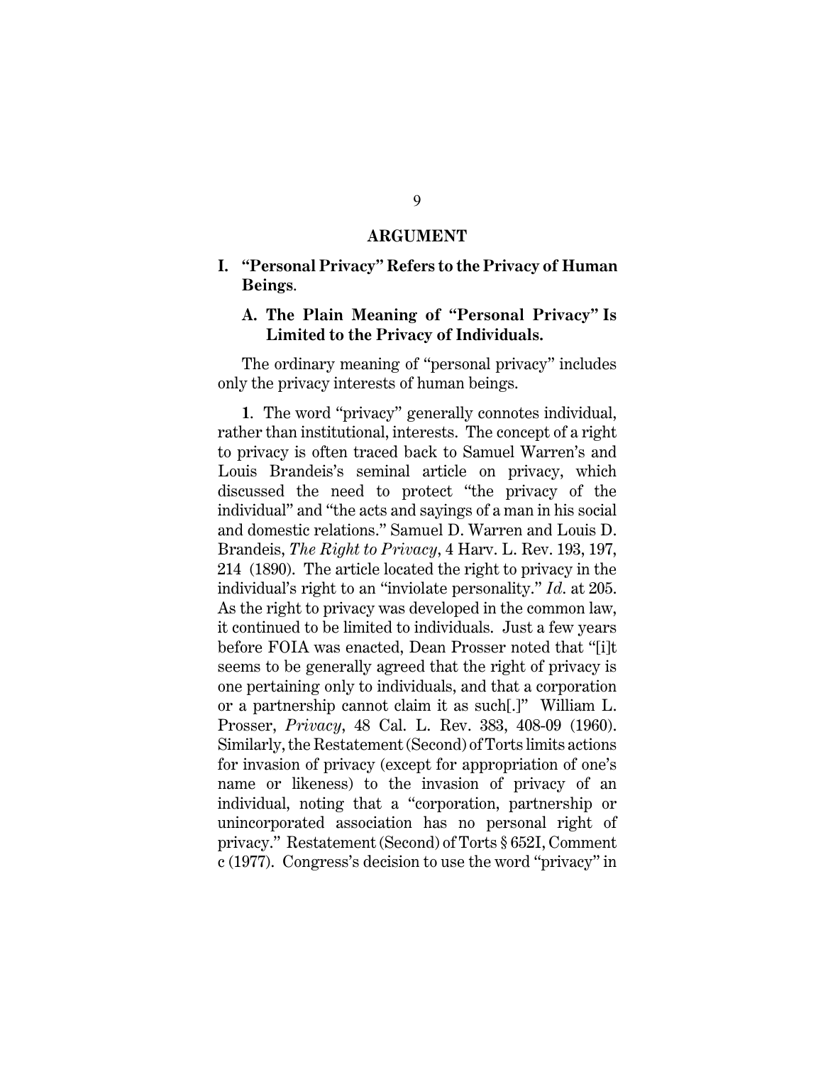## ARGUMENT

### I. "Personal Privacy" Refers to the Privacy of Human Beings.

#### A. The Plain Meaning of "Personal Privacy" Is Limited to the Privacy of Individuals.

The ordinary meaning of "personal privacy" includes only the privacy interests of human beings.

**1**. The word "privacy" generally connotes individual, rather than institutional, interests. The concept of a right to privacy is often traced back to Samuel Warren's and Louis Brandeis's seminal article on privacy, which discussed the need to protect "the privacy of the individual" and "the acts and sayings of a man in his social and domestic relations." Samuel D. Warren and Louis D. Brandeis, *The Right to Privacy*, 4 Harv. L. Rev. 193, 197, 214 (1890). The article located the right to privacy in the individual's right to an "inviolate personality." *Id*. at 205. As the right to privacy was developed in the common law, it continued to be limited to individuals. Just a few years before FOIA was enacted, Dean Prosser noted that "[i]t seems to be generally agreed that the right of privacy is one pertaining only to individuals, and that a corporation or a partnership cannot claim it as such[.]" William L. Prosser, *Privacy*, 48 Cal. L. Rev. 383, 408-09 (1960). Similarly, the Restatement (Second) of Torts limits actions for invasion of privacy (except for appropriation of one's name or likeness) to the invasion of privacy of an individual, noting that a "corporation, partnership or unincorporated association has no personal right of privacy." Restatement (Second) of Torts § 652I, Comment c (1977). Congress's decision to use the word "privacy" in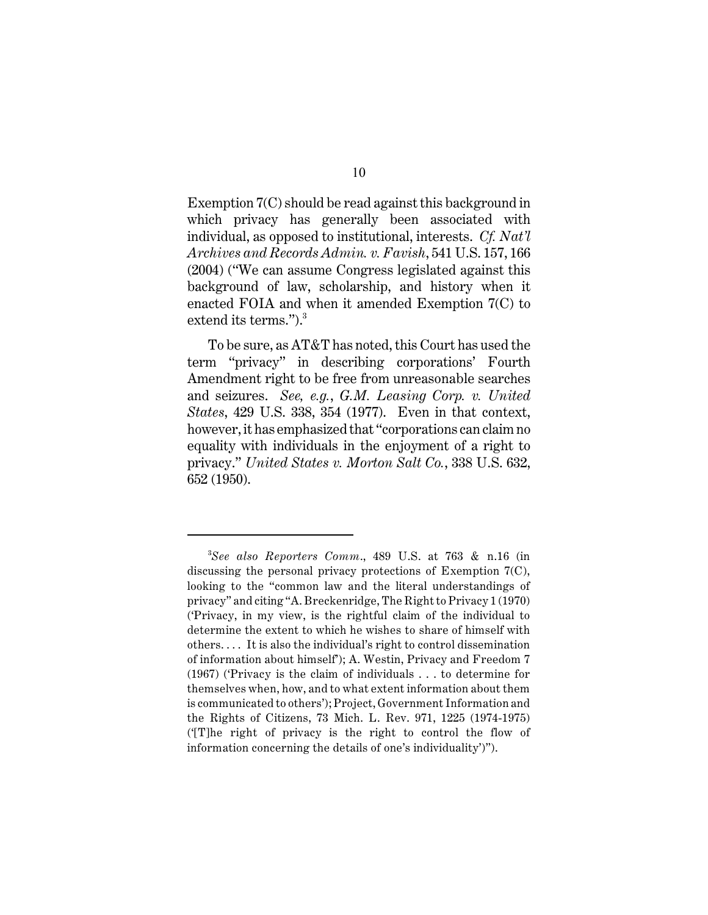Exemption 7(C) should be read against this background in which privacy has generally been associated with individual, as opposed to institutional, interests. *Cf. Nat'l Archives and Records Admin. v. Favish*, 541 U.S. 157, 166 (2004) ("We can assume Congress legislated against this background of law, scholarship, and history when it enacted FOIA and when it amended Exemption 7(C) to extend its terms.").[3]

To be sure, as AT&T has noted, this Court has used the term "privacy" in describing corporations' Fourth Amendment right to be free from unreasonable searches and seizures. *See, e.g.*, *G.M. Leasing Corp. v. United States*, 429 U.S. 338, 354 (1977). Even in that context, however, it has emphasized that "corporations can claim no equality with individuals in the enjoyment of a right to privacy." *United States v. Morton Salt Co.*, 338 U.S. 632, 652 (1950).

---

[3]*See also Reporters Comm.*, 489 U.S. at 763 & n.16 (in discussing the personal privacy protections of Exemption 7(C), looking to the "common law and the literal understandings of privacy" and citing "A. Breckenridge, The Right to Privacy 1 (1970) ('Privacy, in my view, is the rightful claim of the individual to determine the extent to which he wishes to share of himself with others. . . . It is also the individual's right to control dissemination of information about himself'); A. Westin, Privacy and Freedom 7 (1967) ('Privacy is the claim of individuals . . . to determine for themselves when, how, and to what extent information about them is communicated to others'); Project, Government Information and the Rights of Citizens, 73 Mich. L. Rev. 971, 1225 (1974-1975) ('[T]he right of privacy is the right to control the flow of information concerning the details of one's individuality')").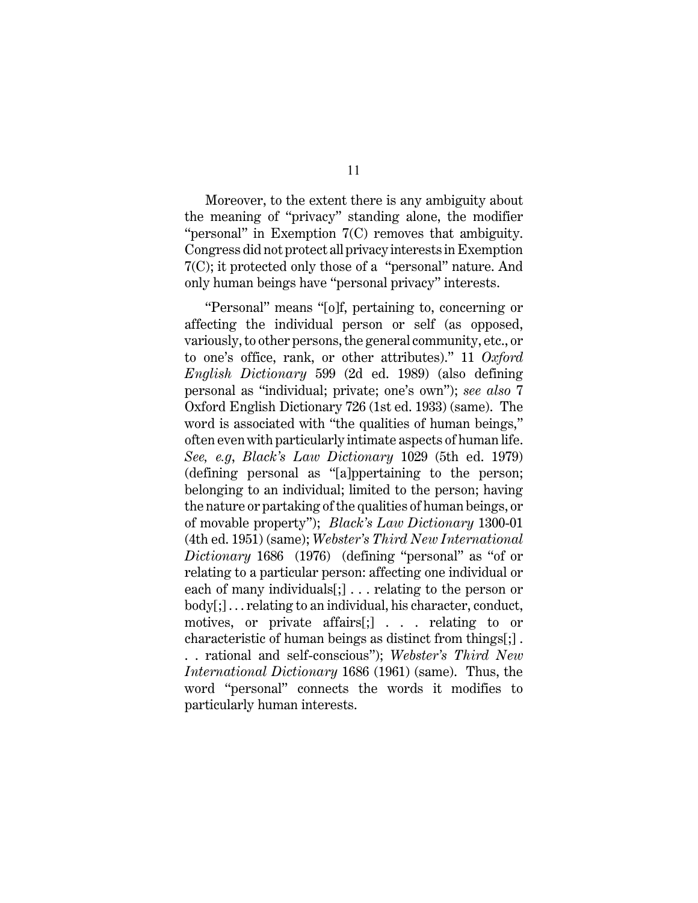Moreover, to the extent there is any ambiguity about the meaning of "privacy" standing alone, the modifier "personal" in Exemption 7(C) removes that ambiguity. Congress did not protect all privacy interests in Exemption 7(C); it protected only those of a "personal" nature. And only human beings have "personal privacy" interests.

"Personal" means "[o]f, pertaining to, concerning or affecting the individual person or self (as opposed, variously, to other persons, the general community, etc., or to one's office, rank, or other attributes)." 11 *Oxford English Dictionary* 599 (2d ed. 1989) (also defining personal as "individual; private; one's own"); *see also* 7 Oxford English Dictionary 726 (1st ed. 1933) (same). The word is associated with "the qualities of human beings," often even with particularly intimate aspects of human life. *See, e.g*, *Black's Law Dictionary* 1029 (5th ed. 1979) (defining personal as "[a]ppertaining to the person; belonging to an individual; limited to the person; having the nature or partaking of the qualities of human beings, or of movable property"); *Black's Law Dictionary* 1300-01 (4th ed. 1951) (same); *Webster's Third New International Dictionary* 1686 (1976) (defining "personal" as "of or relating to a particular person: affecting one individual or each of many individuals[;] . . . relating to the person or body[;] . . . relating to an individual, his character, conduct, motives, or private affairs[;] . . . relating to or characteristic of human beings as distinct from things[;] . . . rational and self-conscious"); *Webster's Third New International Dictionary* 1686 (1961) (same). Thus, the word "personal" connects the words it modifies to particularly human interests.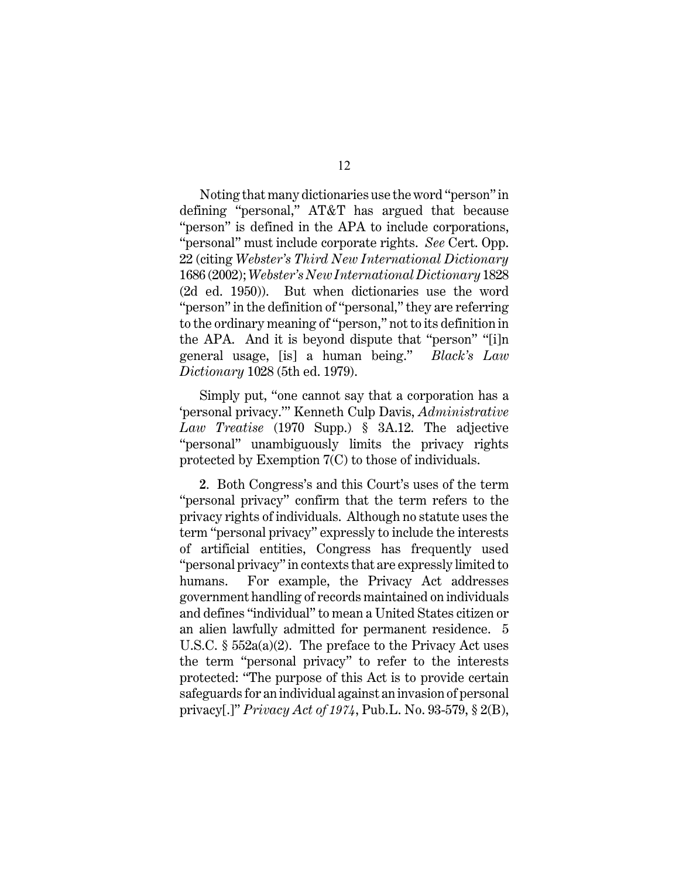Noting that many dictionaries use the word "person" in defining "personal," AT&T has argued that because "person" is defined in the APA to include corporations, "personal" must include corporate rights. *See* Cert. Opp. 22 (citing *Webster's Third New International Dictionary* 1686 (2002); *Webster's New International Dictionary* 1828 (2d ed. 1950)). But when dictionaries use the word "person" in the definition of "personal," they are referring to the ordinary meaning of "person," not to its definition in the APA. And it is beyond dispute that "person" "[i]n general usage, [is] a human being." *Black's Law Dictionary* 1028 (5th ed. 1979).

Simply put, "one cannot say that a corporation has a 'personal privacy.'" Kenneth Culp Davis, *Administrative Law Treatise* (1970 Supp.) § 3A.12. The adjective "personal" unambiguously limits the privacy rights protected by Exemption 7(C) to those of individuals.

**2**. Both Congress's and this Court's uses of the term "personal privacy" confirm that the term refers to the privacy rights of individuals. Although no statute uses the term "personal privacy" expressly to include the interests of artificial entities, Congress has frequently used "personal privacy" in contexts that are expressly limited to humans. For example, the Privacy Act addresses government handling of records maintained on individuals and defines "individual" to mean a United States citizen or an alien lawfully admitted for permanent residence. 5 U.S.C. § 552a(a)(2). The preface to the Privacy Act uses the term "personal privacy" to refer to the interests protected: "The purpose of this Act is to provide certain safeguards for an individual against an invasion of personal privacy[.]" *Privacy Act of 1974*, Pub.L. No. 93-579, § 2(B),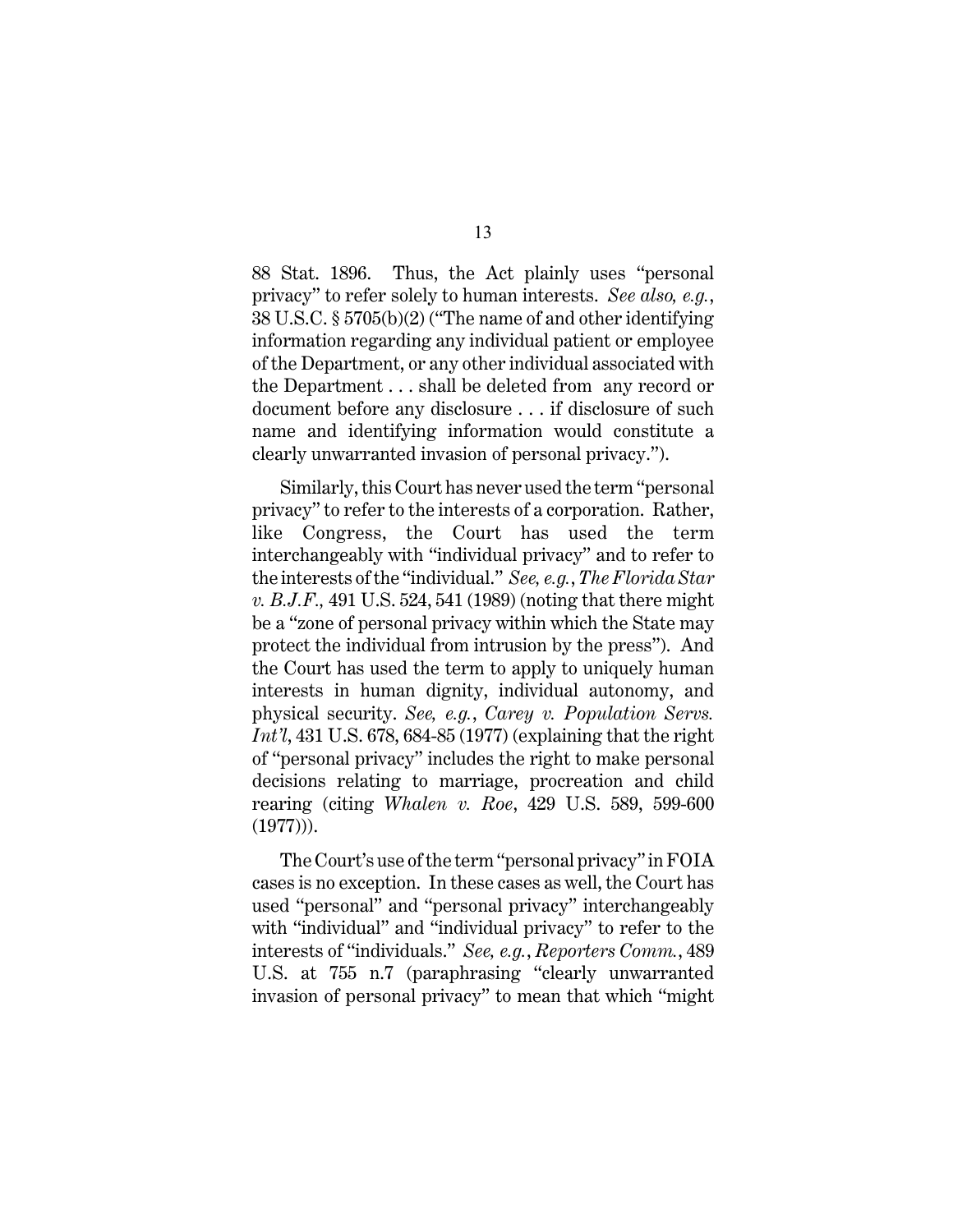88 Stat. 1896. Thus, the Act plainly uses "personal privacy" to refer solely to human interests. *See also, e.g.*, 38 U.S.C. § 5705(b)(2) ("The name of and other identifying information regarding any individual patient or employee of the Department, or any other individual associated with the Department . . . shall be deleted from any record or document before any disclosure . . . if disclosure of such name and identifying information would constitute a clearly unwarranted invasion of personal privacy.").

Similarly, this Court has never used the term "personal privacy" to refer to the interests of a corporation. Rather, like Congress, the Court has used the term interchangeably with "individual privacy" and to refer to the interests of the "individual." *See, e.g.*, *The Florida Star v. B.J.F.,* 491 U.S. 524, 541 (1989) (noting that there might be a "zone of personal privacy within which the State may protect the individual from intrusion by the press"). And the Court has used the term to apply to uniquely human interests in human dignity, individual autonomy, and physical security. *See, e.g.*, *Carey v. Population Servs. Int'l*, 431 U.S. 678, 684-85 (1977) (explaining that the right of "personal privacy" includes the right to make personal decisions relating to marriage, procreation and child rearing (citing *Whalen v. Roe*, 429 U.S. 589, 599-600 (1977))).

The Court's use of the term "personal privacy" in FOIA cases is no exception. In these cases as well, the Court has used "personal" and "personal privacy" interchangeably with "individual" and "individual privacy" to refer to the interests of "individuals." *See, e.g.*, *Reporters Comm.*, 489 U.S. at 755 n.7 (paraphrasing "clearly unwarranted invasion of personal privacy" to mean that which "might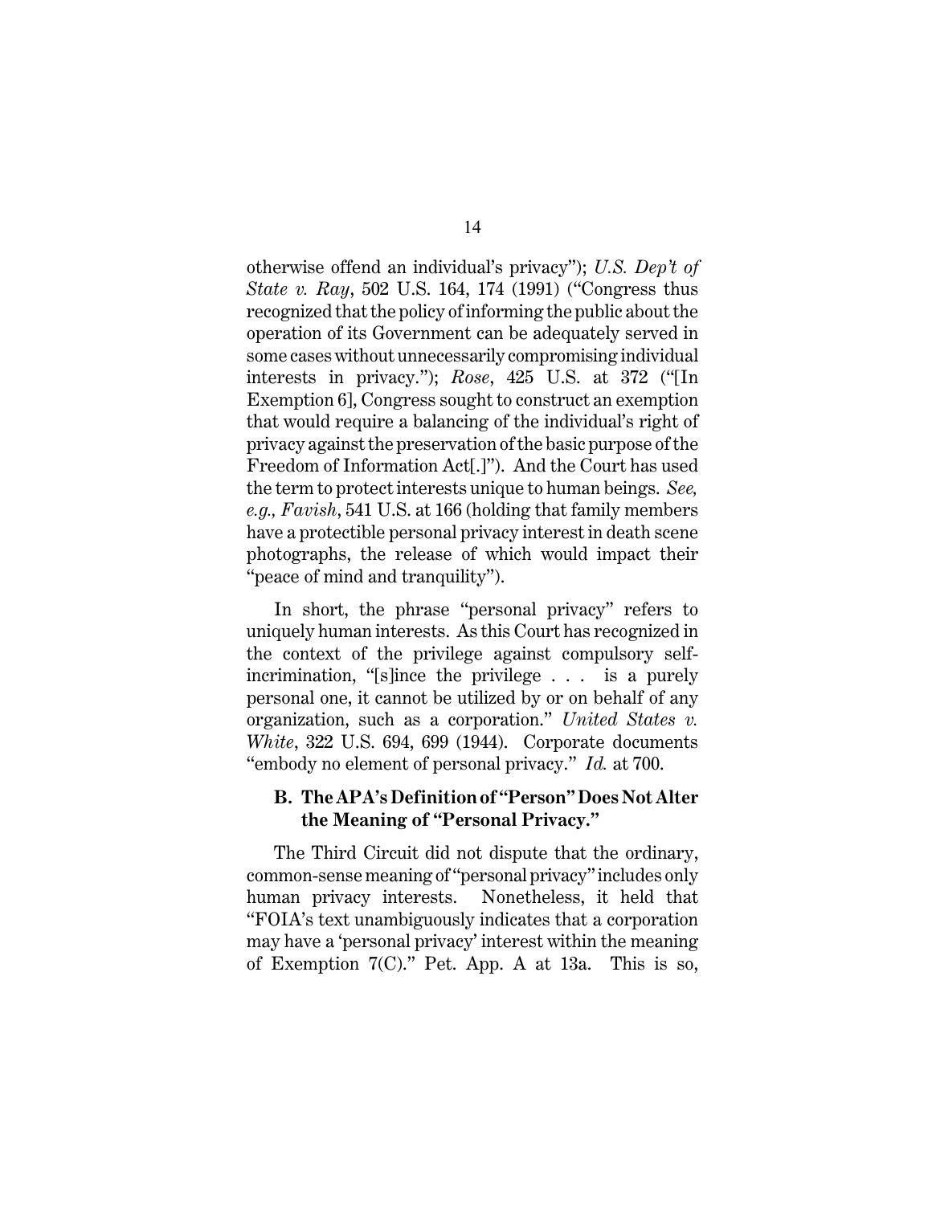otherwise offend an individual's privacy"); *U.S. Dep't of State v. Ray*, 502 U.S. 164, 174 (1991) ("Congress thus recognized that the policy of informing the public about the operation of its Government can be adequately served in some cases without unnecessarily compromising individual interests in privacy."); *Rose*, 425 U.S. at 372 ("[In Exemption 6], Congress sought to construct an exemption that would require a balancing of the individual's right of privacy against the preservation of the basic purpose of the Freedom of Information Act[.]"). And the Court has used the term to protect interests unique to human beings. *See, e.g., Favish*, 541 U.S. at 166 (holding that family members have a protectible personal privacy interest in death scene photographs, the release of which would impact their "peace of mind and tranquility").

In short, the phrase "personal privacy" refers to uniquely human interests. As this Court has recognized in the context of the privilege against compulsory self-incrimination, "[s]ince the privilege . . . is a purely personal one, it cannot be utilized by or on behalf of any organization, such as a corporation." *United States v. White*, 322 U.S. 694, 699 (1944). Corporate documents "embody no element of personal privacy." *Id.* at 700.

### B. The APA's Definition of "Person" Does Not Alter the Meaning of "Personal Privacy."

The Third Circuit did not dispute that the ordinary, common-sense meaning of "personal privacy" includes only human privacy interests. Nonetheless, it held that "FOIA's text unambiguously indicates that a corporation may have a 'personal privacy' interest within the meaning of Exemption 7(C)." Pet. App. A at 13a. This is so,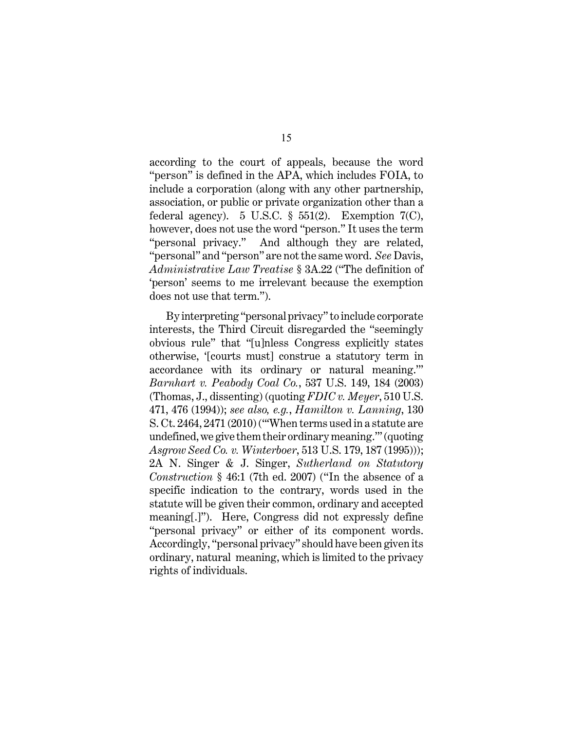according to the court of appeals, because the word "person" is defined in the APA, which includes FOIA, to include a corporation (along with any other partnership, association, or public or private organization other than a federal agency). 5 U.S.C. § 551(2). Exemption 7(C), however, does not use the word "person." It uses the term "personal privacy." And although they are related, "personal" and "person" are not the same word. *See* Davis, *Administrative Law Treatise* § 3A.22 ("The definition of 'person' seems to me irrelevant because the exemption does not use that term.").

By interpreting "personal privacy" to include corporate interests, the Third Circuit disregarded the "seemingly obvious rule" that "[u]nless Congress explicitly states otherwise, '[courts must] construe a statutory term in accordance with its ordinary or natural meaning.'" *Barnhart v. Peabody Coal Co.*, 537 U.S. 149, 184 (2003) (Thomas, J., dissenting) (quoting *FDIC v. Meyer*, 510 U.S. 471, 476 (1994)); *see also, e.g.*, *Hamilton v. Lanning*, 130 S. Ct. 2464, 2471 (2010) ("'When terms used in a statute are undefined, we give them their ordinary meaning.'" (quoting *Asgrow Seed Co. v. Winterboer*, 513 U.S. 179, 187 (1995))); 2A N. Singer & J. Singer, *Sutherland on Statutory Construction* § 46:1 (7th ed. 2007) ("In the absence of a specific indication to the contrary, words used in the statute will be given their common, ordinary and accepted meaning[.]"). Here, Congress did not expressly define "personal privacy" or either of its component words. Accordingly, "personal privacy" should have been given its ordinary, natural meaning, which is limited to the privacy rights of individuals.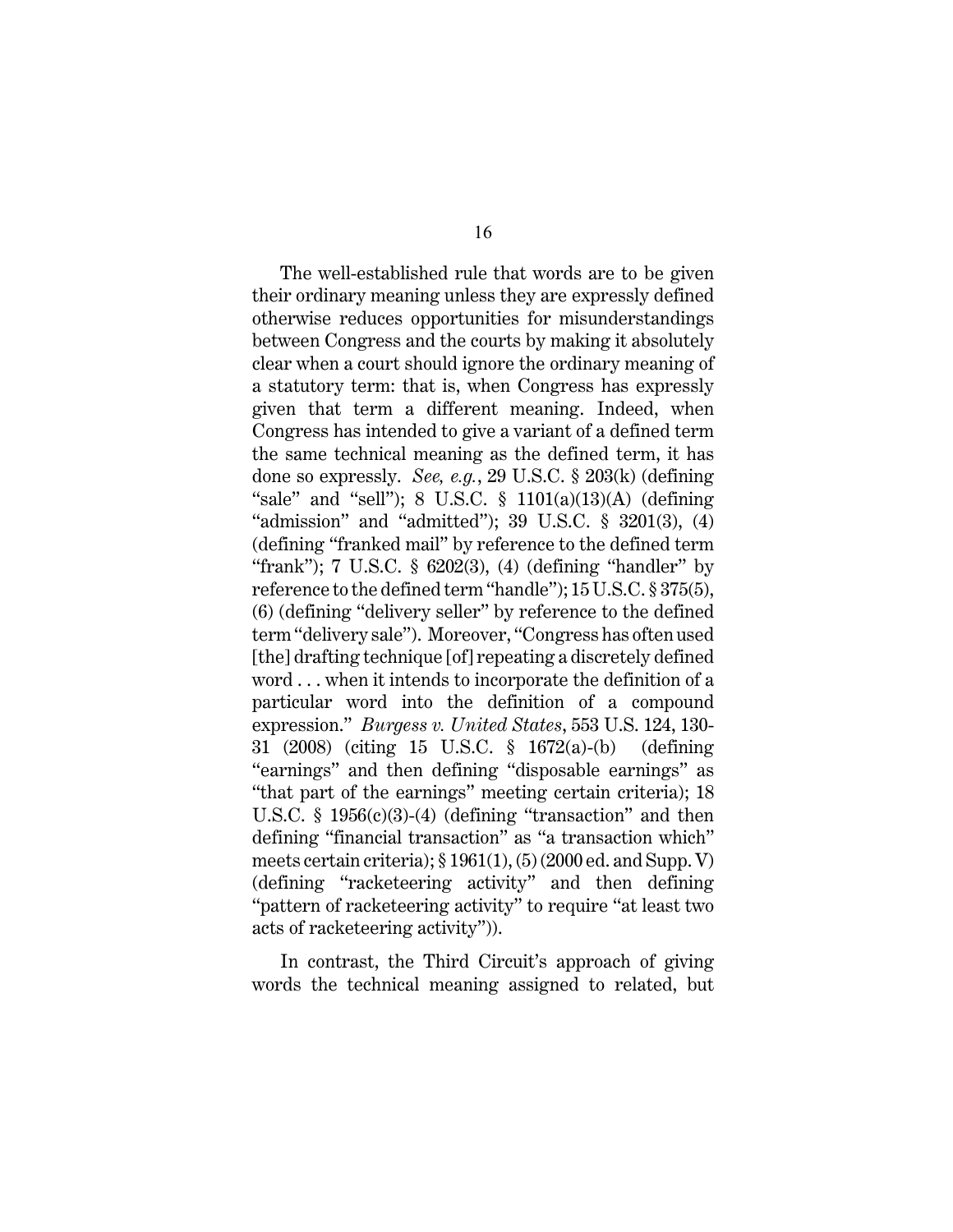The well-established rule that words are to be given their ordinary meaning unless they are expressly defined otherwise reduces opportunities for misunderstandings between Congress and the courts by making it absolutely clear when a court should ignore the ordinary meaning of a statutory term: that is, when Congress has expressly given that term a different meaning. Indeed, when Congress has intended to give a variant of a defined term the same technical meaning as the defined term, it has done so expressly. *See, e.g.*, 29 U.S.C. § 203(k) (defining "sale" and "sell"); 8 U.S.C. § 1101(a)(13)(A) (defining "admission" and "admitted"); 39 U.S.C. § 3201(3), (4) (defining "franked mail" by reference to the defined term "frank"); 7 U.S.C. § 6202(3), (4) (defining "handler" by reference to the defined term "handle"); 15 U.S.C. § 375(5), (6) (defining "delivery seller" by reference to the defined term "delivery sale"). Moreover, "Congress has often used [the] drafting technique [of] repeating a discretely defined word . . . when it intends to incorporate the definition of a particular word into the definition of a compound expression." *Burgess v. United States*, 553 U.S. 124, 130-31 (2008) (citing 15 U.S.C. § 1672(a)-(b) (defining "earnings" and then defining "disposable earnings" as "that part of the earnings" meeting certain criteria); 18 U.S.C. § 1956(c)(3)-(4) (defining "transaction" and then defining "financial transaction" as "a transaction which" meets certain criteria); § 1961(1), (5) (2000 ed. and Supp. V) (defining "racketeering activity" and then defining "pattern of racketeering activity" to require "at least two acts of racketeering activity")).

In contrast, the Third Circuit's approach of giving words the technical meaning assigned to related, but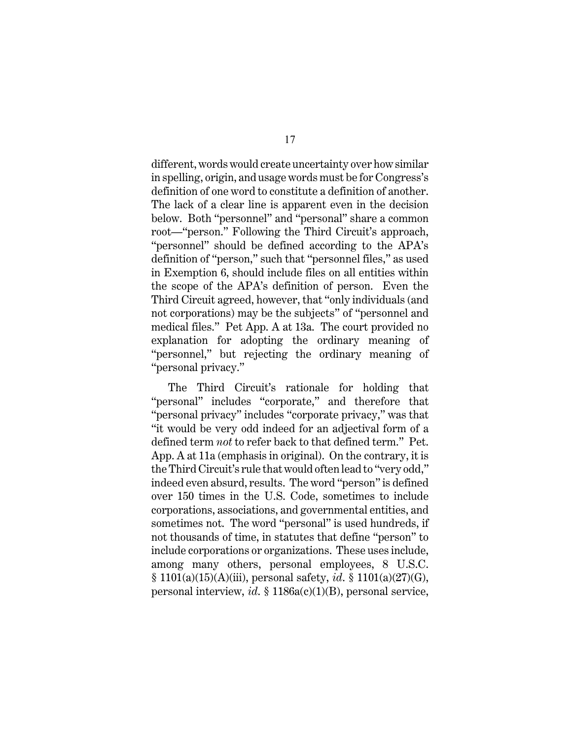different, words would create uncertainty over how similar in spelling, origin, and usage words must be for Congress's definition of one word to constitute a definition of another. The lack of a clear line is apparent even in the decision below. Both "personnel" and "personal" share a common root—"person." Following the Third Circuit's approach, "personnel" should be defined according to the APA's definition of "person," such that "personnel files," as used in Exemption 6, should include files on all entities within the scope of the APA's definition of person. Even the Third Circuit agreed, however, that "only individuals (and not corporations) may be the subjects" of "personnel and medical files." Pet App. A at 13a. The court provided no explanation for adopting the ordinary meaning of "personnel," but rejecting the ordinary meaning of "personal privacy."

The Third Circuit's rationale for holding that "personal" includes "corporate," and therefore that "personal privacy" includes "corporate privacy," was that "it would be very odd indeed for an adjectival form of a defined term *not* to refer back to that defined term." Pet. App. A at 11a (emphasis in original). On the contrary, it is the Third Circuit's rule that would often lead to "very odd," indeed even absurd, results. The word "person" is defined over 150 times in the U.S. Code, sometimes to include corporations, associations, and governmental entities, and sometimes not. The word "personal" is used hundreds, if not thousands of time, in statutes that define "person" to include corporations or organizations. These uses include, among many others, personal employees, 8 U.S.C. § 1101(a)(15)(A)(iii), personal safety, *id.* § 1101(a)(27)(G), personal interview, *id.* § 1186a(c)(1)(B), personal service,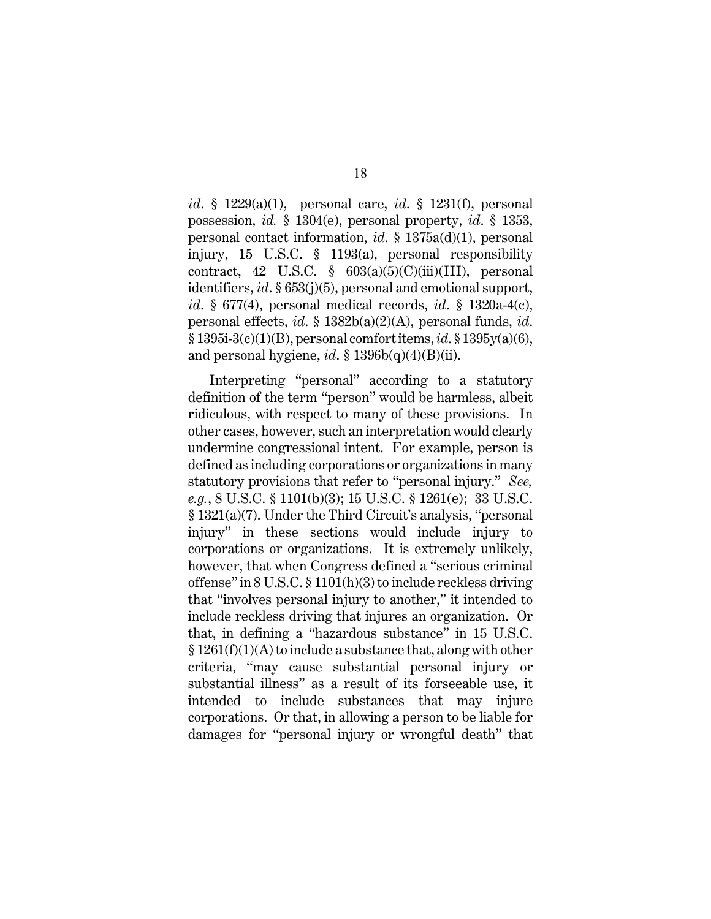*id*. § 1229(a)(1), personal care, *id*. § 1231(f), personal possession, *id.* § 1304(e), personal property, *id*. § 1353, personal contact information, *id*. § 1375a(d)(1), personal injury, 15 U.S.C. § 1193(a), personal responsibility contract, 42 U.S.C. § 603(a)(5)(C)(iii)(III), personal identifiers, *id*. § 653(j)(5), personal and emotional support, *id*. § 677(4), personal medical records, *id*. § 1320a-4(c), personal effects, *id*. § 1382b(a)(2)(A), personal funds, *id.* § 1395i-3(c)(1)(B), personal comfort items, *id*. § 1395y(a)(6), and personal hygiene, *id*. § 1396b(q)(4)(B)(ii).

Interpreting "personal" according to a statutory definition of the term "person" would be harmless, albeit ridiculous, with respect to many of these provisions. In other cases, however, such an interpretation would clearly undermine congressional intent. For example, person is defined as including corporations or organizations in many statutory provisions that refer to "personal injury." *See, e.g.*, 8 U.S.C. § 1101(b)(3); 15 U.S.C. § 1261(e); 33 U.S.C. § 1321(a)(7). Under the Third Circuit's analysis, "personal injury" in these sections would include injury to corporations or organizations. It is extremely unlikely, however, that when Congress defined a "serious criminal offense" in 8 U.S.C. § 1101(h)(3) to include reckless driving that "involves personal injury to another," it intended to include reckless driving that injures an organization. Or that, in defining a "hazardous substance" in 15 U.S.C. § 1261(f)(1)(A) to include a substance that, along with other criteria, "may cause substantial personal injury or substantial illness" as a result of its forseeable use, it intended to include substances that may injure corporations. Or that, in allowing a person to be liable for damages for "personal injury or wrongful death" that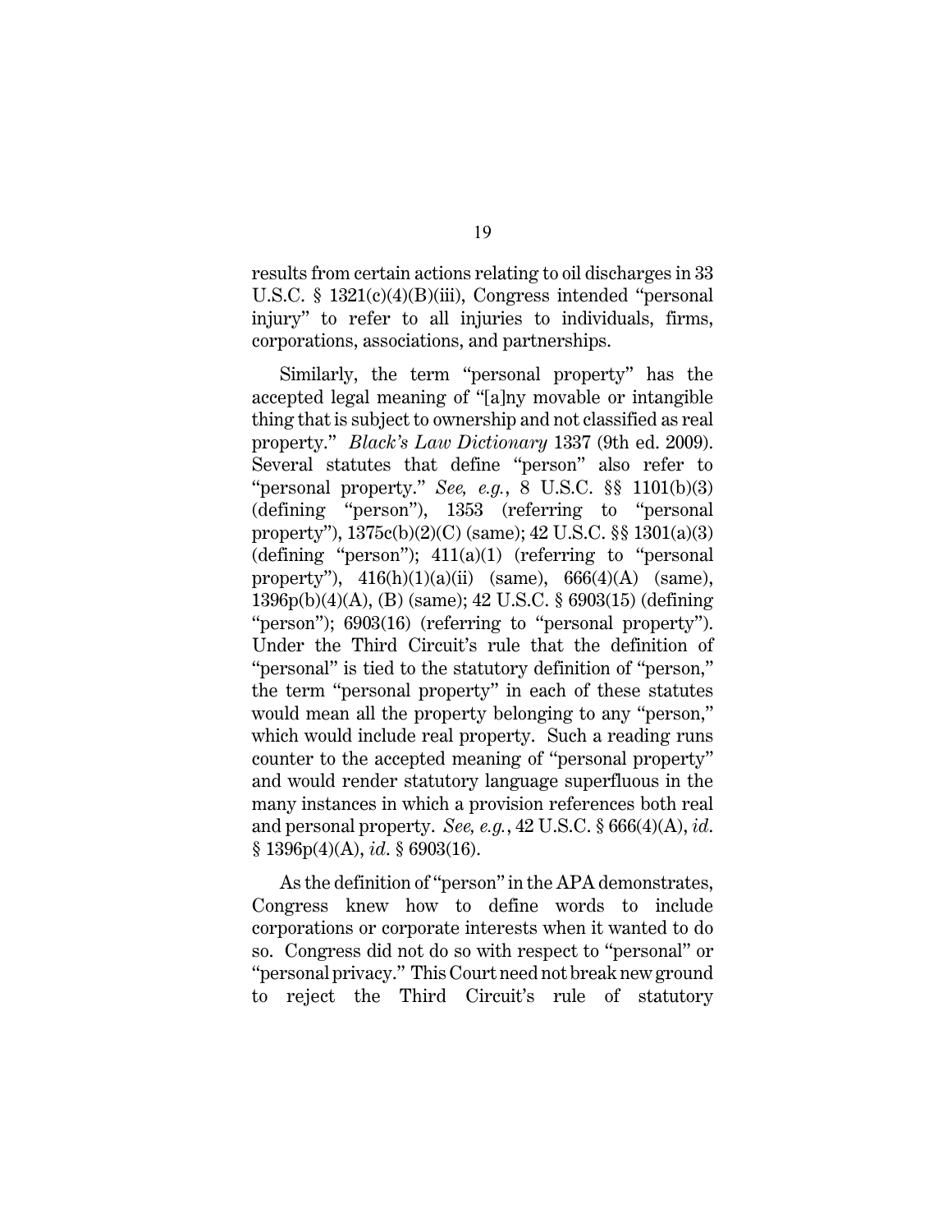results from certain actions relating to oil discharges in 33 U.S.C. § 1321(c)(4)(B)(iii), Congress intended "personal injury" to refer to all injuries to individuals, firms, corporations, associations, and partnerships.

Similarly, the term "personal property" has the accepted legal meaning of "[a]ny movable or intangible thing that is subject to ownership and not classified as real property." *Black's Law Dictionary* 1337 (9th ed. 2009). Several statutes that define "person" also refer to "personal property." *See, e.g.*, 8 U.S.C. §§ 1101(b)(3) (defining "person"), 1353 (referring to "personal property"), 1375c(b)(2)(C) (same); 42 U.S.C. §§ 1301(a)(3) (defining "person"); 411(a)(1) (referring to "personal property"), 416(h)(1)(a)(ii) (same), 666(4)(A) (same), 1396p(b)(4)(A), (B) (same); 42 U.S.C. § 6903(15) (defining "person"); 6903(16) (referring to "personal property"). Under the Third Circuit's rule that the definition of "personal" is tied to the statutory definition of "person," the term "personal property" in each of these statutes would mean all the property belonging to any "person," which would include real property. Such a reading runs counter to the accepted meaning of "personal property" and would render statutory language superfluous in the many instances in which a provision references both real and personal property. *See, e.g.*, 42 U.S.C. § 666(4)(A), *id.* § 1396p(4)(A), *id.* § 6903(16).

As the definition of "person" in the APA demonstrates, Congress knew how to define words to include corporations or corporate interests when it wanted to do so. Congress did not do so with respect to "personal" or "personal privacy." This Court need not break new ground to reject the Third Circuit's rule of statutory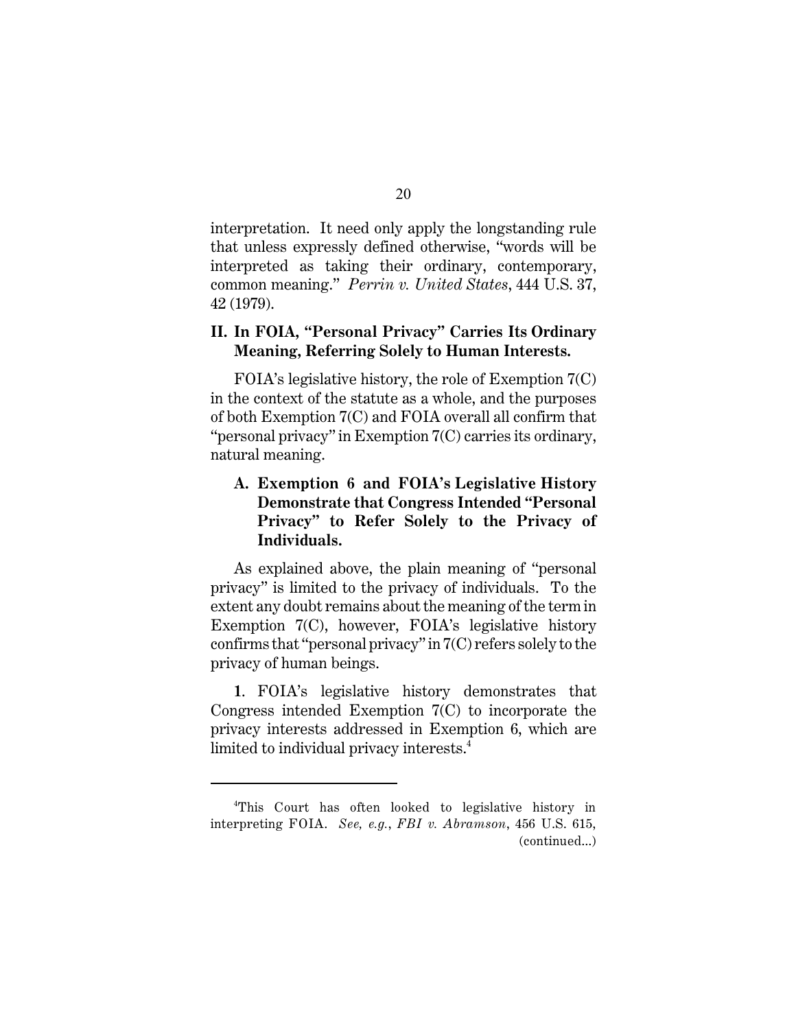interpretation. It need only apply the longstanding rule that unless expressly defined otherwise, "words will be interpreted as taking their ordinary, contemporary, common meaning." *Perrin v. United States*, 444 U.S. 37, 42 (1979).

## II. In FOIA, "Personal Privacy" Carries Its Ordinary Meaning, Referring Solely to Human Interests.

FOIA's legislative history, the role of Exemption 7(C) in the context of the statute as a whole, and the purposes of both Exemption 7(C) and FOIA overall all confirm that "personal privacy" in Exemption 7(C) carries its ordinary, natural meaning.

### A. Exemption 6 and FOIA's Legislative History Demonstrate that Congress Intended "Personal Privacy" to Refer Solely to the Privacy of Individuals.

As explained above, the plain meaning of "personal privacy" is limited to the privacy of individuals. To the extent any doubt remains about the meaning of the term in Exemption 7(C), however, FOIA's legislative history confirms that "personal privacy" in 7(C) refers solely to the privacy of human beings.

**1**. FOIA's legislative history demonstrates that Congress intended Exemption 7(C) to incorporate the privacy interests addressed in Exemption 6, which are limited to individual privacy interests.[4]

---

[4]This Court has often looked to legislative history in interpreting FOIA. *See, e.g.*, *FBI v. Abramson*, 456 U.S. 615, (continued...)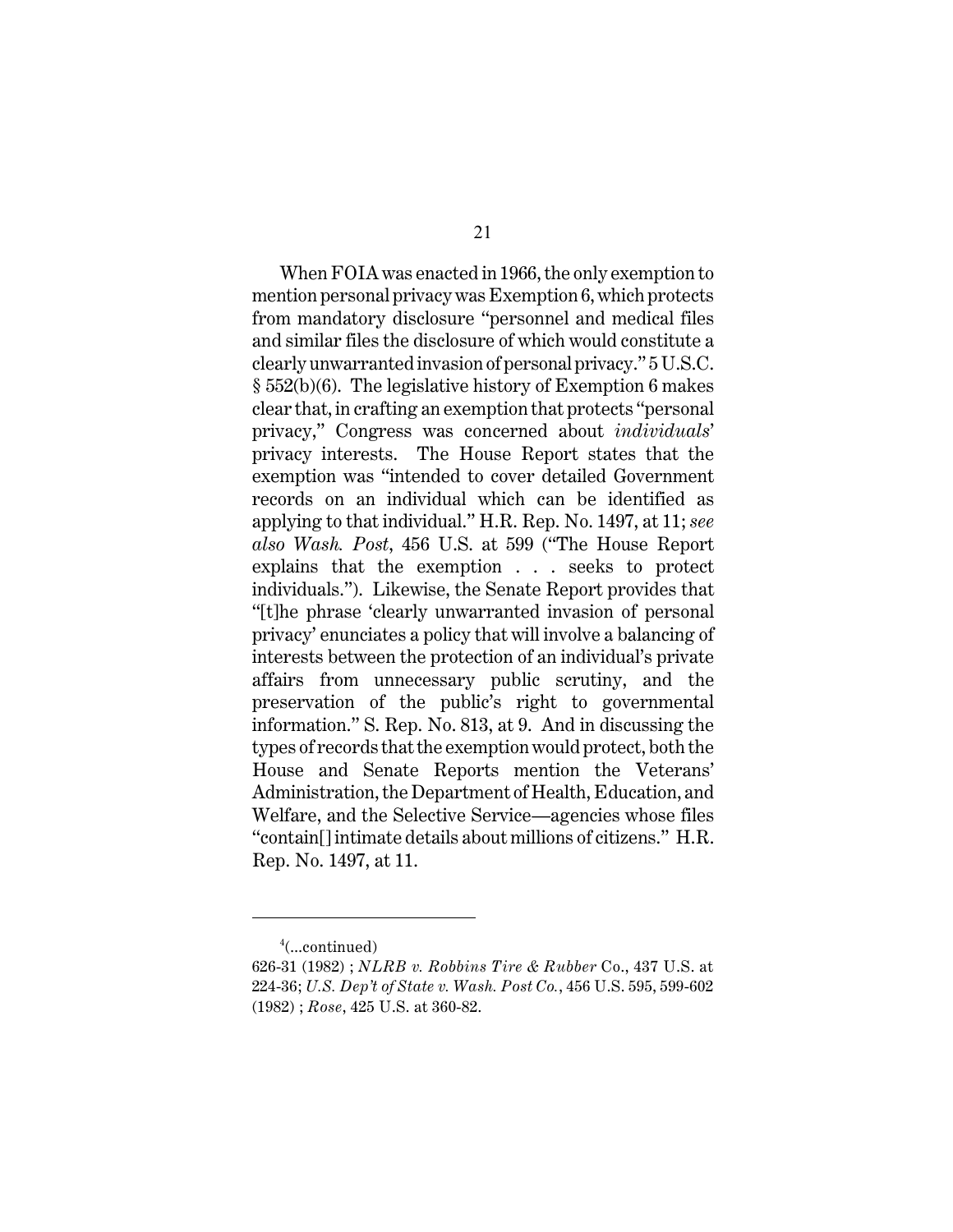When FOIA was enacted in 1966, the only exemption to mention personal privacy was Exemption 6, which protects from mandatory disclosure "personnel and medical files and similar files the disclosure of which would constitute a clearly unwarranted invasion of personal privacy." 5 U.S.C. § 552(b)(6). The legislative history of Exemption 6 makes clear that, in crafting an exemption that protects "personal privacy," Congress was concerned about *individuals*' privacy interests. The House Report states that the exemption was "intended to cover detailed Government records on an individual which can be identified as applying to that individual." H.R. Rep. No. 1497, at 11; *see also Wash. Post*, 456 U.S. at 599 ("The House Report explains that the exemption . . . seeks to protect individuals."). Likewise, the Senate Report provides that "[t]he phrase 'clearly unwarranted invasion of personal privacy' enunciates a policy that will involve a balancing of interests between the protection of an individual's private affairs from unnecessary public scrutiny, and the preservation of the public's right to governmental information." S. Rep. No. 813, at 9. And in discussing the types of records that the exemption would protect, both the House and Senate Reports mention the Veterans' Administration, the Department of Health, Education, and Welfare, and the Selective Service—agencies whose files "contain[] intimate details about millions of citizens." H.R. Rep. No. 1497, at 11.

---

[4](...continued)
626-31 (1982) ; *NLRB v. Robbins Tire & Rubber* Co., 437 U.S. at 224-36; *U.S. Dep't of State v. Wash. Post Co.*, 456 U.S. 595, 599-602 (1982) ; *Rose*, 425 U.S. at 360-82.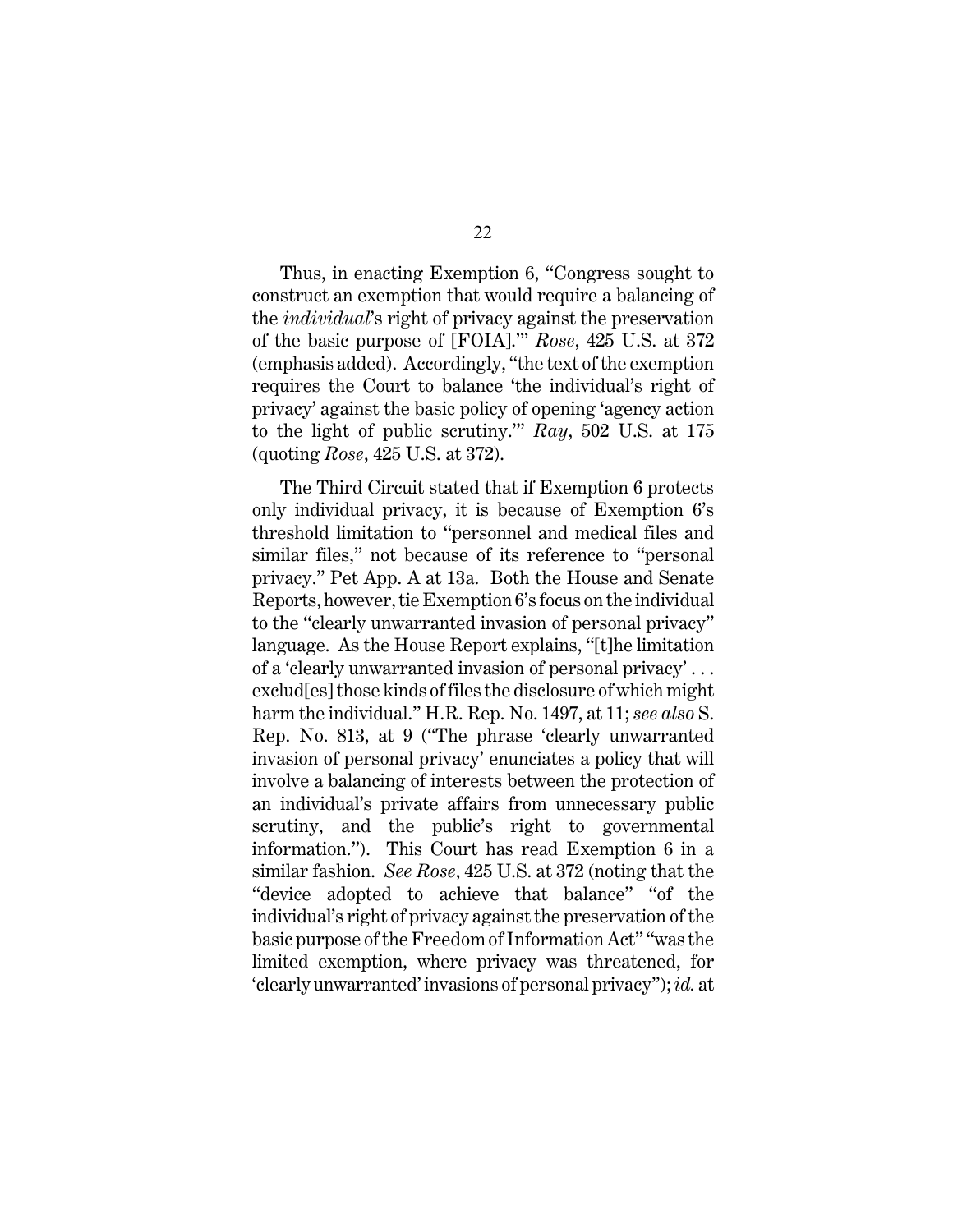Thus, in enacting Exemption 6, "Congress sought to construct an exemption that would require a balancing of the *individual*'s right of privacy against the preservation of the basic purpose of [FOIA].'" *Rose*, 425 U.S. at 372 (emphasis added). Accordingly, "the text of the exemption requires the Court to balance 'the individual's right of privacy' against the basic policy of opening 'agency action to the light of public scrutiny.'" *Ray*, 502 U.S. at 175 (quoting *Rose*, 425 U.S. at 372).

The Third Circuit stated that if Exemption 6 protects only individual privacy, it is because of Exemption 6's threshold limitation to "personnel and medical files and similar files," not because of its reference to "personal privacy." Pet App. A at 13a. Both the House and Senate Reports, however, tie Exemption 6's focus on the individual to the "clearly unwarranted invasion of personal privacy" language. As the House Report explains, "[t]he limitation of a 'clearly unwarranted invasion of personal privacy' . . . exclud[es] those kinds of files the disclosure of which might harm the individual." H.R. Rep. No. 1497, at 11; *see also* S. Rep. No. 813, at 9 ("The phrase 'clearly unwarranted invasion of personal privacy' enunciates a policy that will involve a balancing of interests between the protection of an individual's private affairs from unnecessary public scrutiny, and the public's right to governmental information."). This Court has read Exemption 6 in a similar fashion. *See Rose*, 425 U.S. at 372 (noting that the "device adopted to achieve that balance" "of the individual's right of privacy against the preservation of the basic purpose of the Freedom of Information Act" "was the limited exemption, where privacy was threatened, for 'clearly unwarranted' invasions of personal privacy"); *id.* at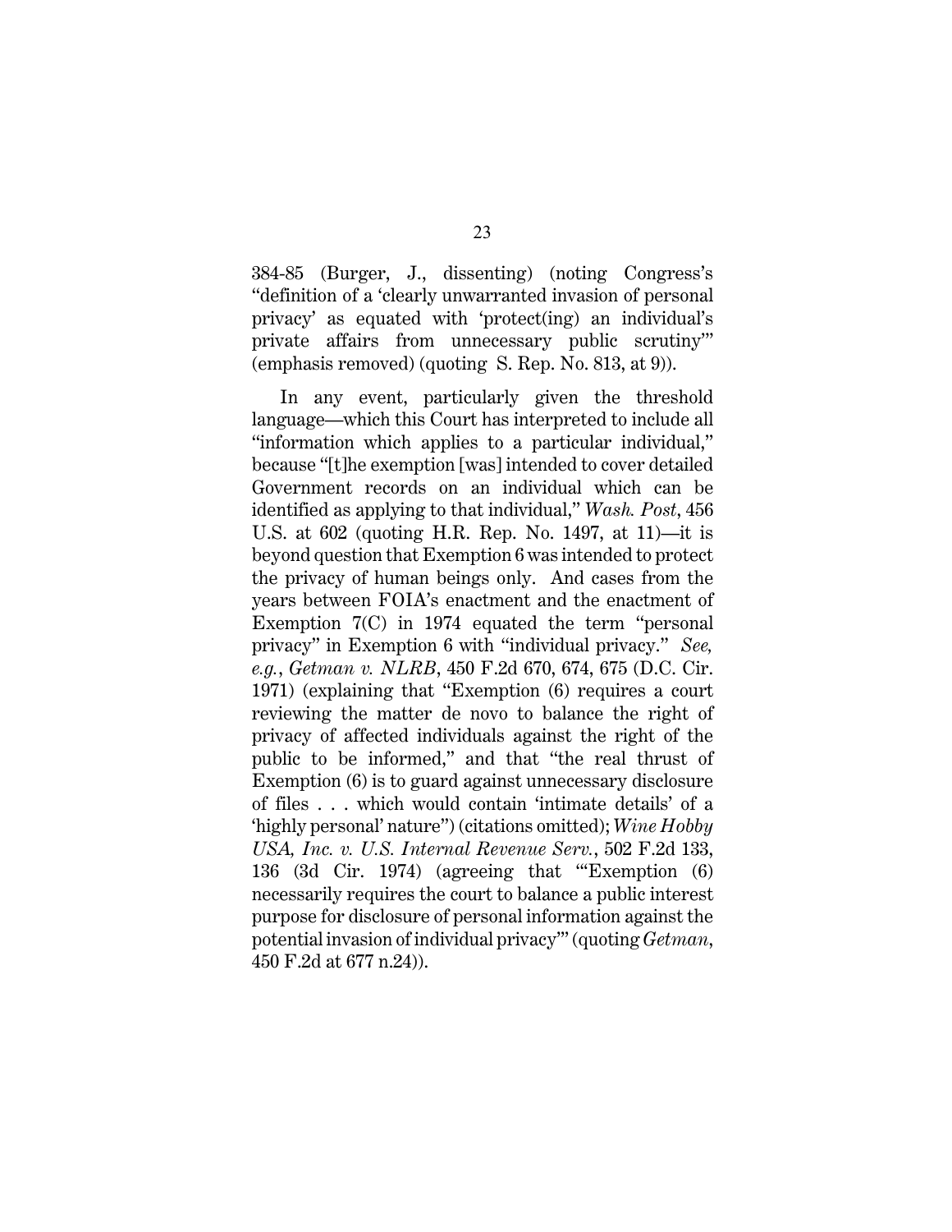384-85 (Burger, J., dissenting) (noting Congress's "definition of a 'clearly unwarranted invasion of personal privacy' as equated with 'protect(ing) an individual's private affairs from unnecessary public scrutiny'" (emphasis removed) (quoting S. Rep. No. 813, at 9)).

In any event, particularly given the threshold language—which this Court has interpreted to include all "information which applies to a particular individual," because "[t]he exemption [was] intended to cover detailed Government records on an individual which can be identified as applying to that individual," *Wash. Post*, 456 U.S. at 602 (quoting H.R. Rep. No. 1497, at 11)—it is beyond question that Exemption 6 was intended to protect the privacy of human beings only. And cases from the years between FOIA's enactment and the enactment of Exemption 7(C) in 1974 equated the term "personal privacy" in Exemption 6 with "individual privacy." *See, e.g.*, *Getman v. NLRB*, 450 F.2d 670, 674, 675 (D.C. Cir. 1971) (explaining that "Exemption (6) requires a court reviewing the matter de novo to balance the right of privacy of affected individuals against the right of the public to be informed," and that "the real thrust of Exemption (6) is to guard against unnecessary disclosure of files . . . which would contain 'intimate details' of a 'highly personal' nature") (citations omitted); *Wine Hobby USA, Inc. v. U.S. Internal Revenue Serv.*, 502 F.2d 133, 136 (3d Cir. 1974) (agreeing that "'Exemption (6) necessarily requires the court to balance a public interest purpose for disclosure of personal information against the potential invasion of individual privacy'" (quoting *Getman*, 450 F.2d at 677 n.24)).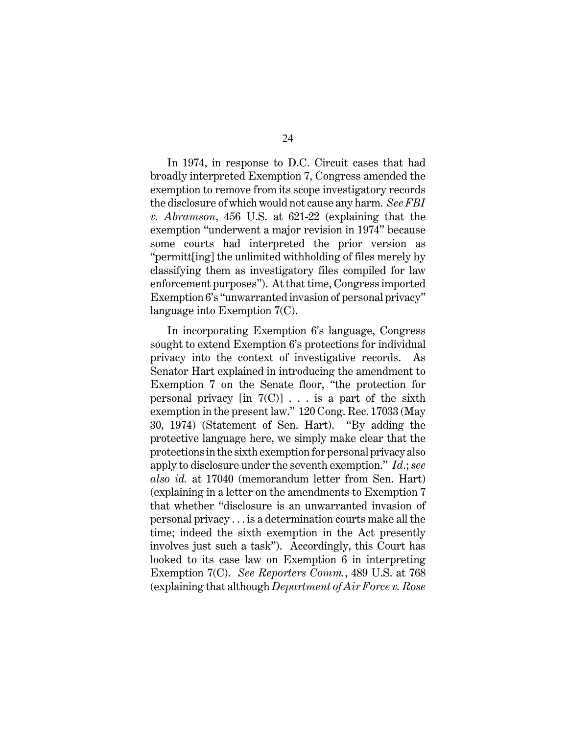In 1974, in response to D.C. Circuit cases that had broadly interpreted Exemption 7, Congress amended the exemption to remove from its scope investigatory records the disclosure of which would not cause any harm. *See FBI v. Abramson*, 456 U.S. at 621-22 (explaining that the exemption "underwent a major revision in 1974" because some courts had interpreted the prior version as "permitt[ing] the unlimited withholding of files merely by classifying them as investigatory files compiled for law enforcement purposes"). At that time, Congress imported Exemption 6's "unwarranted invasion of personal privacy" language into Exemption 7(C).

In incorporating Exemption 6's language, Congress sought to extend Exemption 6's protections for individual privacy into the context of investigative records. As Senator Hart explained in introducing the amendment to Exemption 7 on the Senate floor, "the protection for personal privacy [in 7(C)] . . . is a part of the sixth exemption in the present law." 120 Cong. Rec. 17033 (May 30, 1974) (Statement of Sen. Hart). "By adding the protective language here, we simply make clear that the protections in the sixth exemption for personal privacy also apply to disclosure under the seventh exemption." *Id.*; *see also id.* at 17040 (memorandum letter from Sen. Hart) (explaining in a letter on the amendments to Exemption 7 that whether "disclosure is an unwarranted invasion of personal privacy . . . is a determination courts make all the time; indeed the sixth exemption in the Act presently involves just such a task"). Accordingly, this Court has looked to its case law on Exemption 6 in interpreting Exemption 7(C). *See Reporters Comm.*, 489 U.S. at 768 (explaining that although *Department of Air Force v. Rose*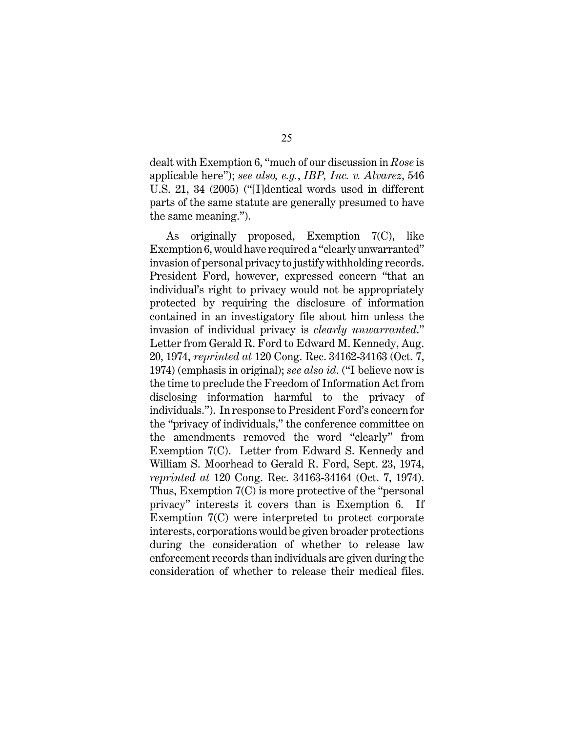dealt with Exemption 6, "much of our discussion in *Rose* is applicable here"); *see also, e.g.*, *IBP, Inc. v. Alvarez*, 546 U.S. 21, 34 (2005) ("[I]dentical words used in different parts of the same statute are generally presumed to have the same meaning.").

As originally proposed, Exemption 7(C), like Exemption 6, would have required a "clearly unwarranted" invasion of personal privacy to justify withholding records. President Ford, however, expressed concern "that an individual's right to privacy would not be appropriately protected by requiring the disclosure of information contained in an investigatory file about him unless the invasion of individual privacy is *clearly unwarranted*." Letter from Gerald R. Ford to Edward M. Kennedy, Aug. 20, 1974, *reprinted at* 120 Cong. Rec. 34162-34163 (Oct. 7, 1974) (emphasis in original); *see also id.* ("I believe now is the time to preclude the Freedom of Information Act from disclosing information harmful to the privacy of individuals."). In response to President Ford's concern for the "privacy of individuals," the conference committee on the amendments removed the word "clearly" from Exemption 7(C). Letter from Edward S. Kennedy and William S. Moorhead to Gerald R. Ford, Sept. 23, 1974, *reprinted at* 120 Cong. Rec. 34163-34164 (Oct. 7, 1974). Thus, Exemption 7(C) is more protective of the "personal privacy" interests it covers than is Exemption 6. If Exemption 7(C) were interpreted to protect corporate interests, corporations would be given broader protections during the consideration of whether to release law enforcement records than individuals are given during the consideration of whether to release their medical files.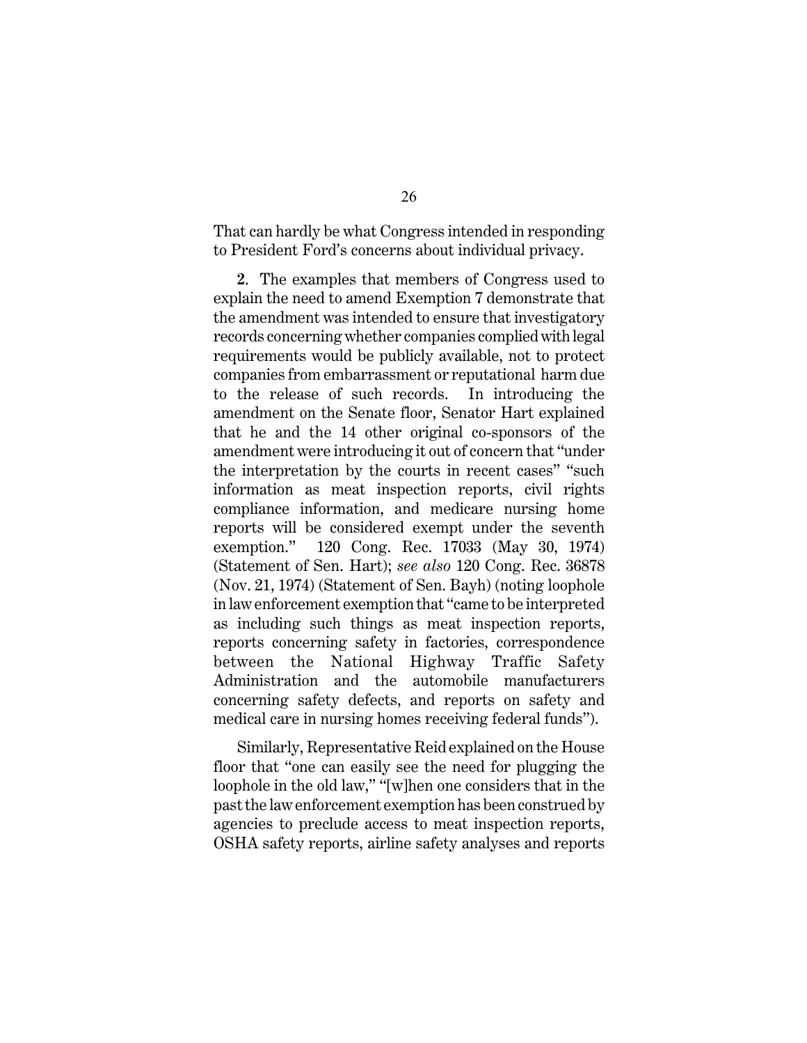That can hardly be what Congress intended in responding to President Ford's concerns about individual privacy.

**2.** The examples that members of Congress used to explain the need to amend Exemption 7 demonstrate that the amendment was intended to ensure that investigatory records concerning whether companies complied with legal requirements would be publicly available, not to protect companies from embarrassment or reputational harm due to the release of such records. In introducing the amendment on the Senate floor, Senator Hart explained that he and the 14 other original co-sponsors of the amendment were introducing it out of concern that "under the interpretation by the courts in recent cases" "such information as meat inspection reports, civil rights compliance information, and medicare nursing home reports will be considered exempt under the seventh exemption." 120 Cong. Rec. 17033 (May 30, 1974) (Statement of Sen. Hart); *see also* 120 Cong. Rec. 36878 (Nov. 21, 1974) (Statement of Sen. Bayh) (noting loophole in law enforcement exemption that "came to be interpreted as including such things as meat inspection reports, reports concerning safety in factories, correspondence between the National Highway Traffic Safety Administration and the automobile manufacturers concerning safety defects, and reports on safety and medical care in nursing homes receiving federal funds").

Similarly, Representative Reid explained on the House floor that "one can easily see the need for plugging the loophole in the old law," "[w]hen one considers that in the past the law enforcement exemption has been construed by agencies to preclude access to meat inspection reports, OSHA safety reports, airline safety analyses and reports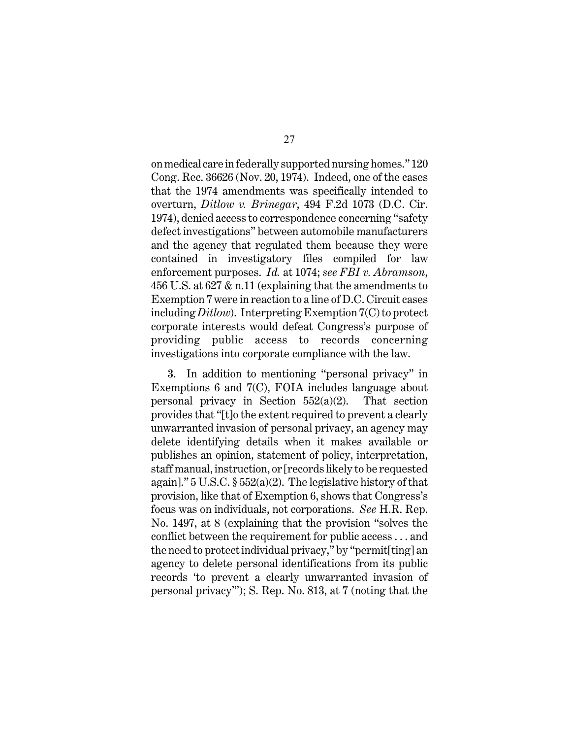on medical care in federally supported nursing homes." 120 Cong. Rec. 36626 (Nov. 20, 1974). Indeed, one of the cases that the 1974 amendments was specifically intended to overturn, *Ditlow v. Brinegar*, 494 F.2d 1073 (D.C. Cir. 1974), denied access to correspondence concerning "safety defect investigations" between automobile manufacturers and the agency that regulated them because they were contained in investigatory files compiled for law enforcement purposes. *Id.* at 1074; *see FBI v. Abramson*, 456 U.S. at 627 & n.11 (explaining that the amendments to Exemption 7 were in reaction to a line of D.C. Circuit cases including *Ditlow*). Interpreting Exemption 7(C) to protect corporate interests would defeat Congress's purpose of providing public access to records concerning investigations into corporate compliance with the law.

**3**. In addition to mentioning "personal privacy" in Exemptions 6 and 7(C), FOIA includes language about personal privacy in Section 552(a)(2). That section provides that "[t]o the extent required to prevent a clearly unwarranted invasion of personal privacy, an agency may delete identifying details when it makes available or publishes an opinion, statement of policy, interpretation, staff manual, instruction, or [records likely to be requested again]." 5 U.S.C. § 552(a)(2). The legislative history of that provision, like that of Exemption 6, shows that Congress's focus was on individuals, not corporations. *See* H.R. Rep. No. 1497, at 8 (explaining that the provision "solves the conflict between the requirement for public access . . . and the need to protect individual privacy," by "permit[ting] an agency to delete personal identifications from its public records 'to prevent a clearly unwarranted invasion of personal privacy'"); S. Rep. No. 813, at 7 (noting that the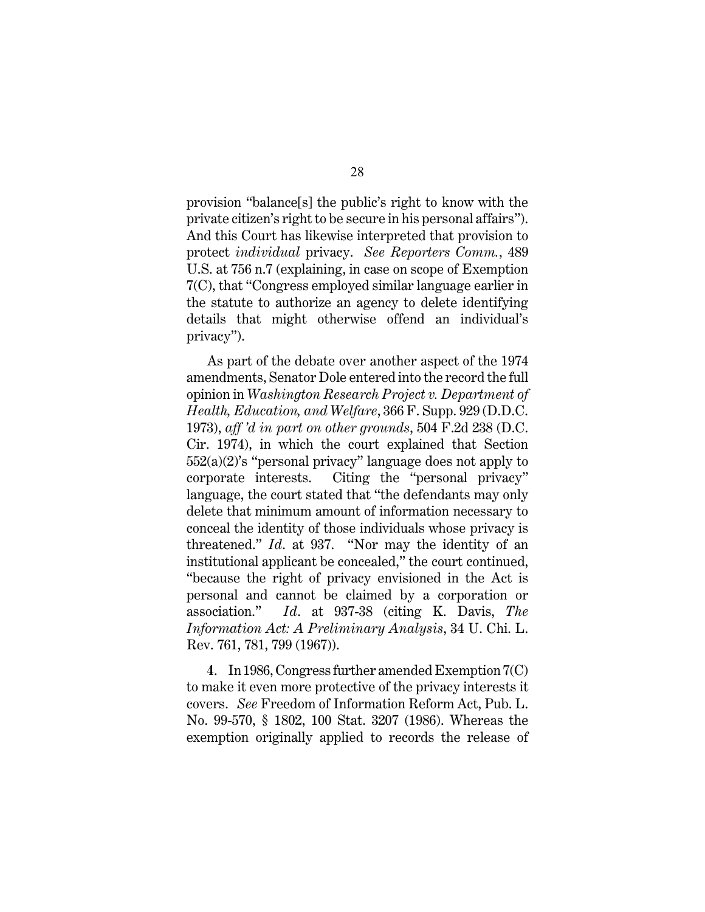provision "balance[s] the public's right to know with the private citizen's right to be secure in his personal affairs"). And this Court has likewise interpreted that provision to protect *individual* privacy. *See Reporters Comm.*, 489 U.S. at 756 n.7 (explaining, in case on scope of Exemption 7(C), that "Congress employed similar language earlier in the statute to authorize an agency to delete identifying details that might otherwise offend an individual's privacy").

As part of the debate over another aspect of the 1974 amendments, Senator Dole entered into the record the full opinion in *Washington Research Project v. Department of Health, Education, and Welfare*, 366 F. Supp. 929 (D.D.C. 1973), *aff'd in part on other grounds*, 504 F.2d 238 (D.C. Cir. 1974), in which the court explained that Section 552(a)(2)'s "personal privacy" language does not apply to corporate interests. Citing the "personal privacy" language, the court stated that "the defendants may only delete that minimum amount of information necessary to conceal the identity of those individuals whose privacy is threatened." *Id.* at 937. "Nor may the identity of an institutional applicant be concealed," the court continued, "because the right of privacy envisioned in the Act is personal and cannot be claimed by a corporation or association." *Id.* at 937-38 (citing K. Davis, *The Information Act: A Preliminary Analysis*, 34 U. Chi. L. Rev. 761, 781, 799 (1967)).

4. In 1986, Congress further amended Exemption 7(C) to make it even more protective of the privacy interests it covers. *See* Freedom of Information Reform Act, Pub. L. No. 99-570, § 1802, 100 Stat. 3207 (1986). Whereas the exemption originally applied to records the release of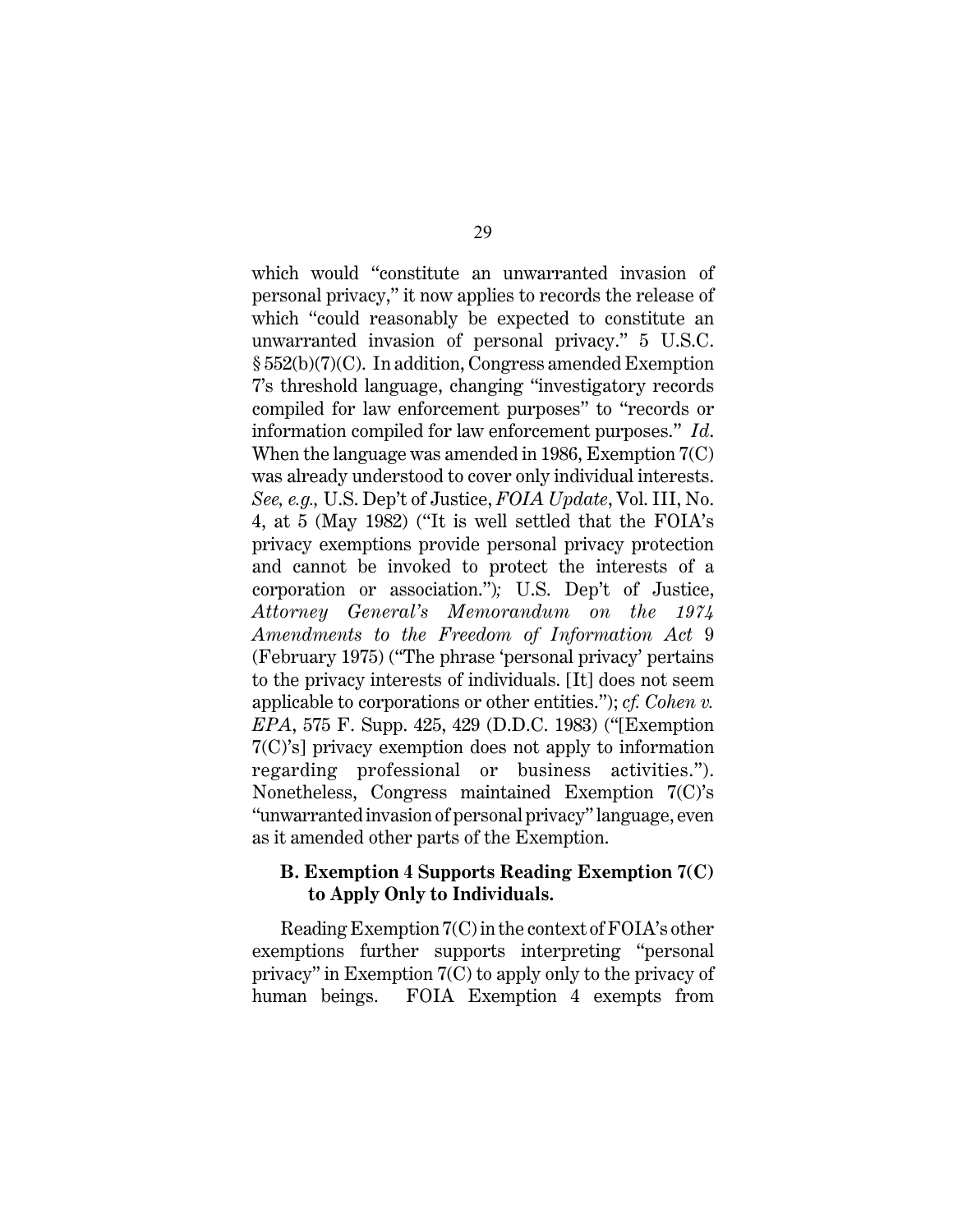which would "constitute an unwarranted invasion of personal privacy," it now applies to records the release of which "could reasonably be expected to constitute an unwarranted invasion of personal privacy." 5 U.S.C. § 552(b)(7)(C). In addition, Congress amended Exemption 7's threshold language, changing "investigatory records compiled for law enforcement purposes" to "records or information compiled for law enforcement purposes." *Id.* When the language was amended in 1986, Exemption 7(C) was already understood to cover only individual interests. *See, e.g.,* U.S. Dep't of Justice, *FOIA Update*, Vol. III, No. 4, at 5 (May 1982) ("It is well settled that the FOIA's privacy exemptions provide personal privacy protection and cannot be invoked to protect the interests of a corporation or association."); U.S. Dep't of Justice, *Attorney General's Memorandum on the 1974 Amendments to the Freedom of Information Act* 9 (February 1975) ("The phrase 'personal privacy' pertains to the privacy interests of individuals. [It] does not seem applicable to corporations or other entities."); *cf. Cohen v. EPA*, 575 F. Supp. 425, 429 (D.D.C. 1983) ("[Exemption 7(C)'s] privacy exemption does not apply to information regarding professional or business activities."). Nonetheless, Congress maintained Exemption 7(C)'s "unwarranted invasion of personal privacy" language, even as it amended other parts of the Exemption.

### B. Exemption 4 Supports Reading Exemption 7(C) to Apply Only to Individuals.

Reading Exemption 7(C) in the context of FOIA's other exemptions further supports interpreting "personal privacy" in Exemption 7(C) to apply only to the privacy of human beings. FOIA Exemption 4 exempts from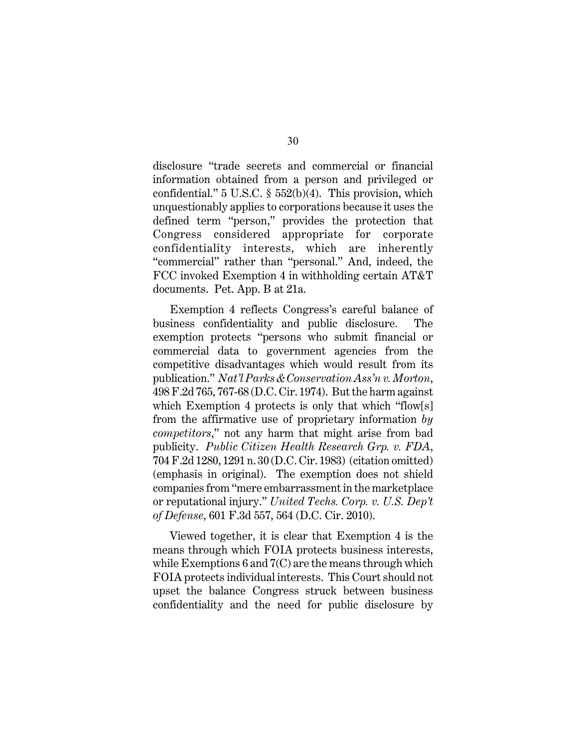disclosure "trade secrets and commercial or financial information obtained from a person and privileged or confidential." 5 U.S.C. § 552(b)(4). This provision, which unquestionably applies to corporations because it uses the defined term "person," provides the protection that Congress considered appropriate for corporate confidentiality interests, which are inherently "commercial" rather than "personal." And, indeed, the FCC invoked Exemption 4 in withholding certain AT&T documents. Pet. App. B at 21a.

Exemption 4 reflects Congress's careful balance of business confidentiality and public disclosure. The exemption protects "persons who submit financial or commercial data to government agencies from the competitive disadvantages which would result from its publication." *Nat'l Parks & Conservation Ass'n v. Morton*, 498 F.2d 765, 767-68 (D.C. Cir. 1974). But the harm against which Exemption 4 protects is only that which "flow[s] from the affirmative use of proprietary information *by competitors*," not any harm that might arise from bad publicity. *Public Citizen Health Research Grp. v. FDA*, 704 F.2d 1280, 1291 n. 30 (D.C. Cir. 1983) (citation omitted) (emphasis in original). The exemption does not shield companies from "mere embarrassment in the marketplace or reputational injury." *United Techs. Corp. v. U.S. Dep't of Defense*, 601 F.3d 557, 564 (D.C. Cir. 2010).

Viewed together, it is clear that Exemption 4 is the means through which FOIA protects business interests, while Exemptions 6 and 7(C) are the means through which FOIA protects individual interests. This Court should not upset the balance Congress struck between business confidentiality and the need for public disclosure by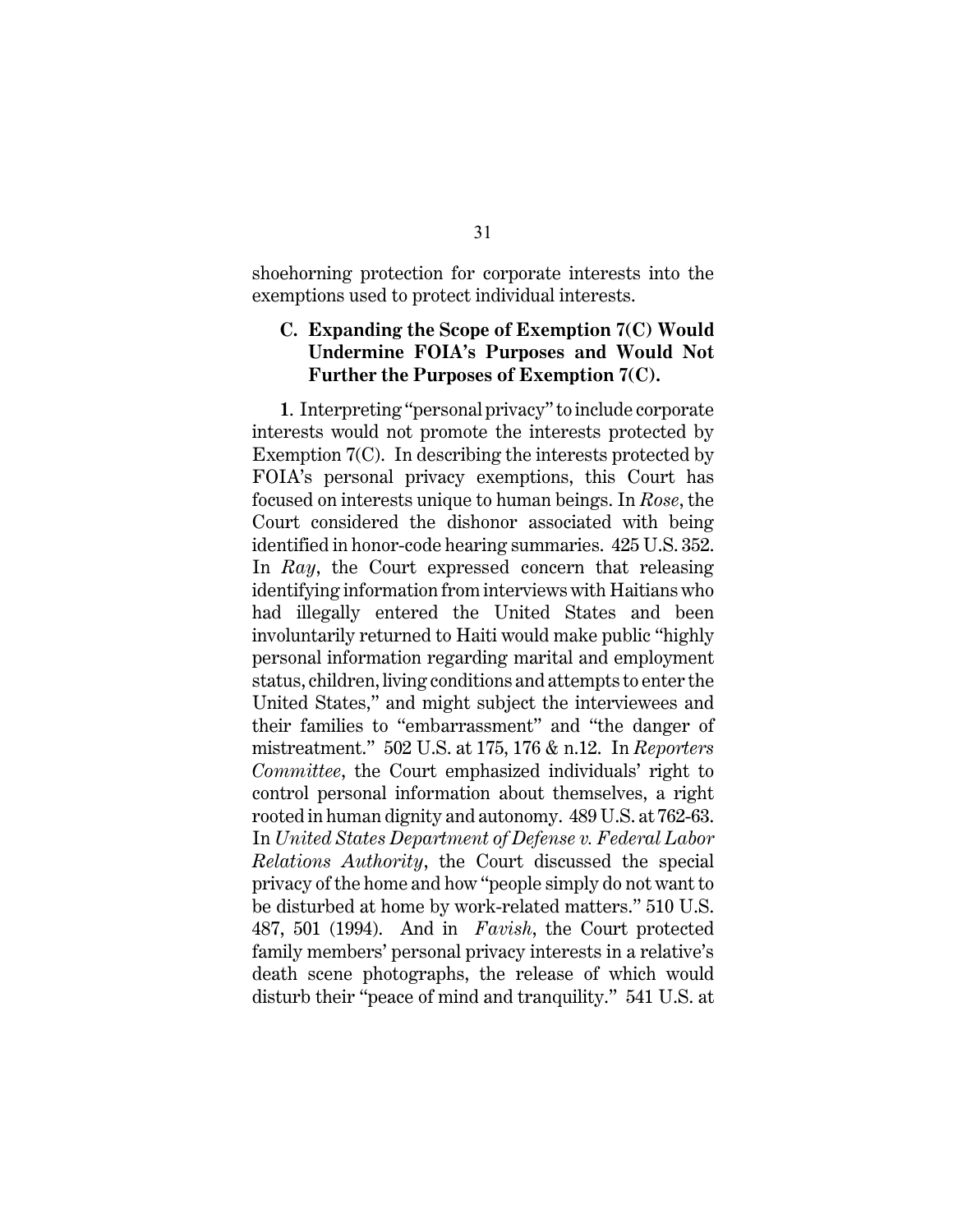shoehorning protection for corporate interests into the exemptions used to protect individual interests.

### C. Expanding the Scope of Exemption 7(C) Would Undermine FOIA's Purposes and Would Not Further the Purposes of Exemption 7(C).

**1**. Interpreting "personal privacy" to include corporate interests would not promote the interests protected by Exemption 7(C). In describing the interests protected by FOIA's personal privacy exemptions, this Court has focused on interests unique to human beings. In *Rose*, the Court considered the dishonor associated with being identified in honor-code hearing summaries. 425 U.S. 352. In *Ray*, the Court expressed concern that releasing identifying information from interviews with Haitians who had illegally entered the United States and been involuntarily returned to Haiti would make public "highly personal information regarding marital and employment status, children, living conditions and attempts to enter the United States," and might subject the interviewees and their families to "embarrassment" and "the danger of mistreatment." 502 U.S. at 175, 176 & n.12. In *Reporters Committee*, the Court emphasized individuals' right to control personal information about themselves, a right rooted in human dignity and autonomy. 489 U.S. at 762-63. In *United States Department of Defense v. Federal Labor Relations Authority*, the Court discussed the special privacy of the home and how "people simply do not want to be disturbed at home by work-related matters." 510 U.S. 487, 501 (1994). And in *Favish*, the Court protected family members' personal privacy interests in a relative's death scene photographs, the release of which would disturb their "peace of mind and tranquility." 541 U.S. at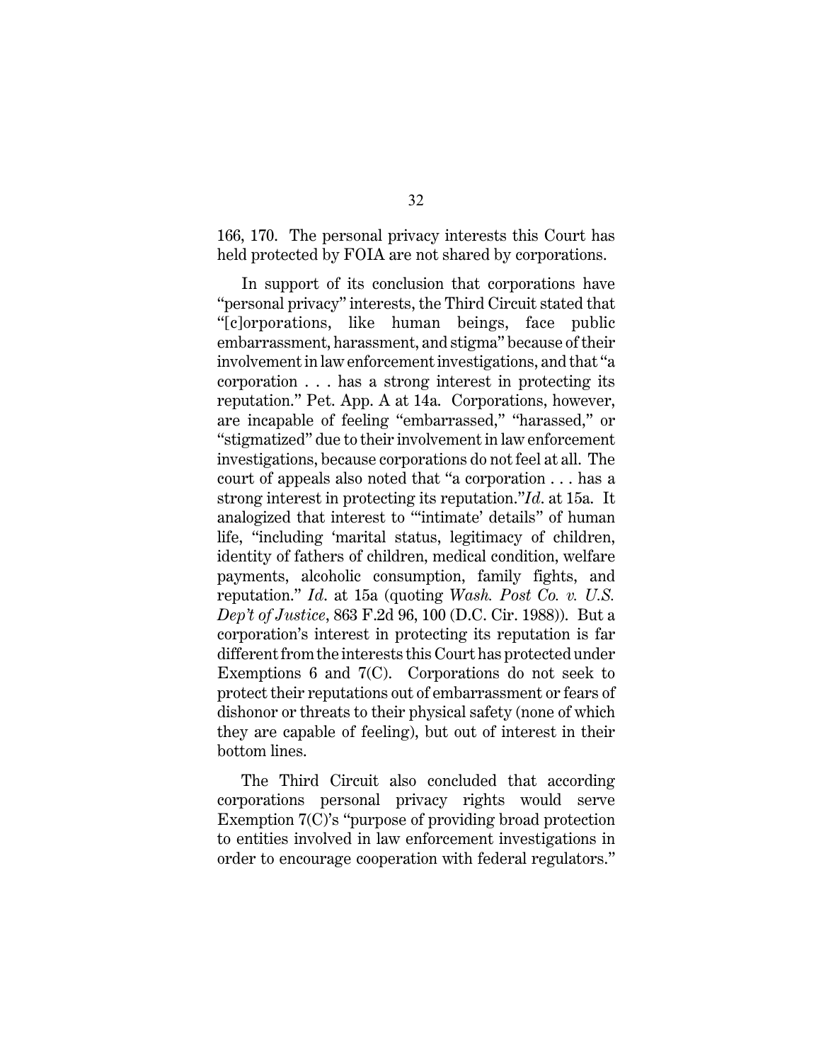166, 170. The personal privacy interests this Court has held protected by FOIA are not shared by corporations.

In support of its conclusion that corporations have "personal privacy" interests, the Third Circuit stated that "[c]orporations, like human beings, face public embarrassment, harassment, and stigma" because of their involvement in law enforcement investigations, and that "a corporation . . . has a strong interest in protecting its reputation." Pet. App. A at 14a. Corporations, however, are incapable of feeling "embarrassed," "harassed," or "stigmatized" due to their involvement in law enforcement investigations, because corporations do not feel at all. The court of appeals also noted that "a corporation . . . has a strong interest in protecting its reputation."*Id*. at 15a. It analogized that interest to "'intimate' details" of human life, "including 'marital status, legitimacy of children, identity of fathers of children, medical condition, welfare payments, alcoholic consumption, family fights, and reputation." *Id*. at 15a (quoting *Wash. Post Co. v. U.S. Dep't of Justice*, 863 F.2d 96, 100 (D.C. Cir. 1988)). But a corporation's interest in protecting its reputation is far different from the interests this Court has protected under Exemptions 6 and 7(C). Corporations do not seek to protect their reputations out of embarrassment or fears of dishonor or threats to their physical safety (none of which they are capable of feeling), but out of interest in their bottom lines.

The Third Circuit also concluded that according corporations personal privacy rights would serve Exemption 7(C)'s "purpose of providing broad protection to entities involved in law enforcement investigations in order to encourage cooperation with federal regulators."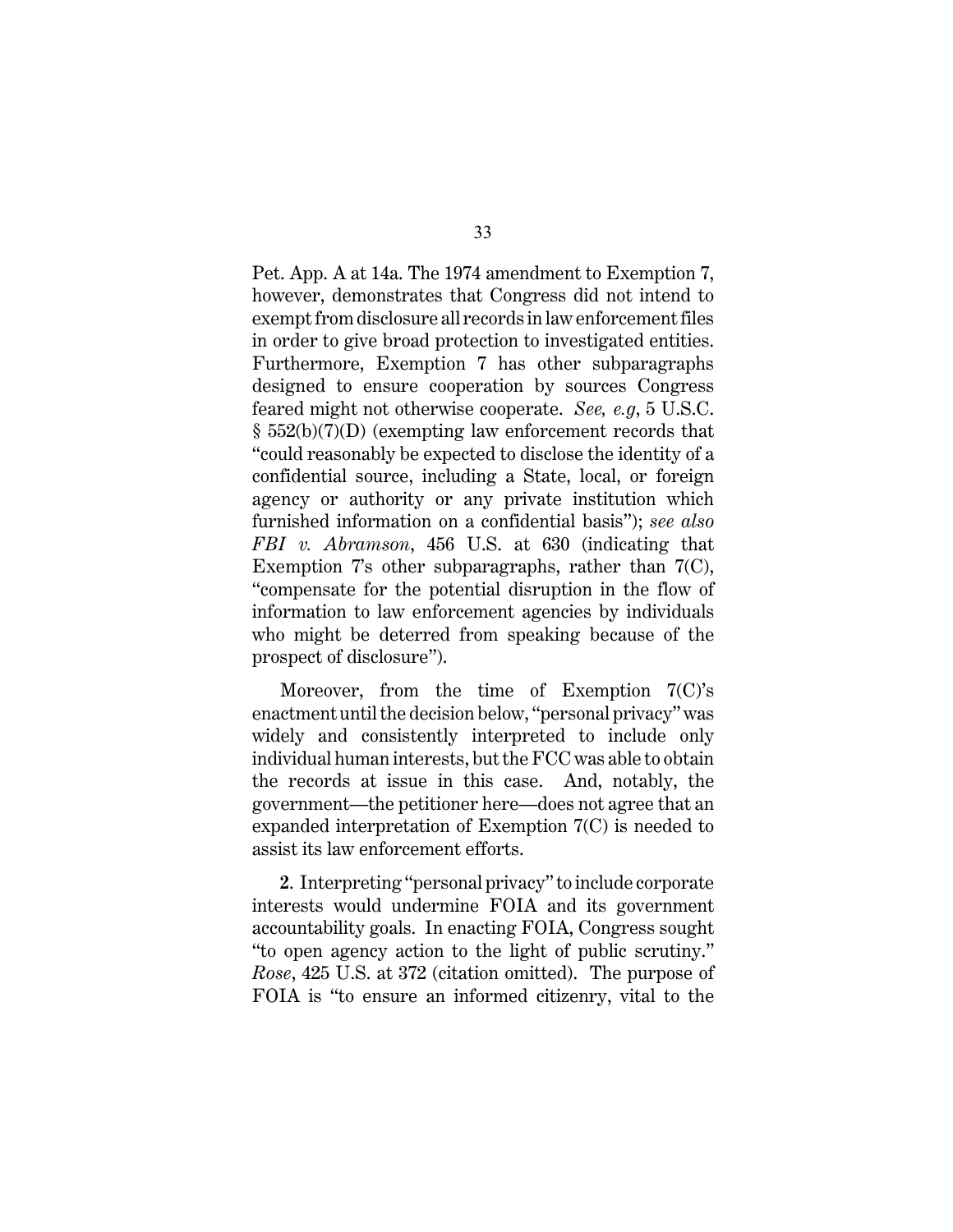Pet. App. A at 14a. The 1974 amendment to Exemption 7, however, demonstrates that Congress did not intend to exempt from disclosure all records in law enforcement files in order to give broad protection to investigated entities. Furthermore, Exemption 7 has other subparagraphs designed to ensure cooperation by sources Congress feared might not otherwise cooperate. *See, e.g*, 5 U.S.C. § 552(b)(7)(D) (exempting law enforcement records that "could reasonably be expected to disclose the identity of a confidential source, including a State, local, or foreign agency or authority or any private institution which furnished information on a confidential basis"); *see also FBI v. Abramson*, 456 U.S. at 630 (indicating that Exemption 7's other subparagraphs, rather than 7(C), "compensate for the potential disruption in the flow of information to law enforcement agencies by individuals who might be deterred from speaking because of the prospect of disclosure").

Moreover, from the time of Exemption 7(C)'s enactment until the decision below, "personal privacy" was widely and consistently interpreted to include only individual human interests, but the FCC was able to obtain the records at issue in this case. And, notably, the government—the petitioner here—does not agree that an expanded interpretation of Exemption 7(C) is needed to assist its law enforcement efforts.

**2**. Interpreting "personal privacy" to include corporate interests would undermine FOIA and its government accountability goals. In enacting FOIA, Congress sought "to open agency action to the light of public scrutiny." *Rose*, 425 U.S. at 372 (citation omitted). The purpose of FOIA is "to ensure an informed citizenry, vital to the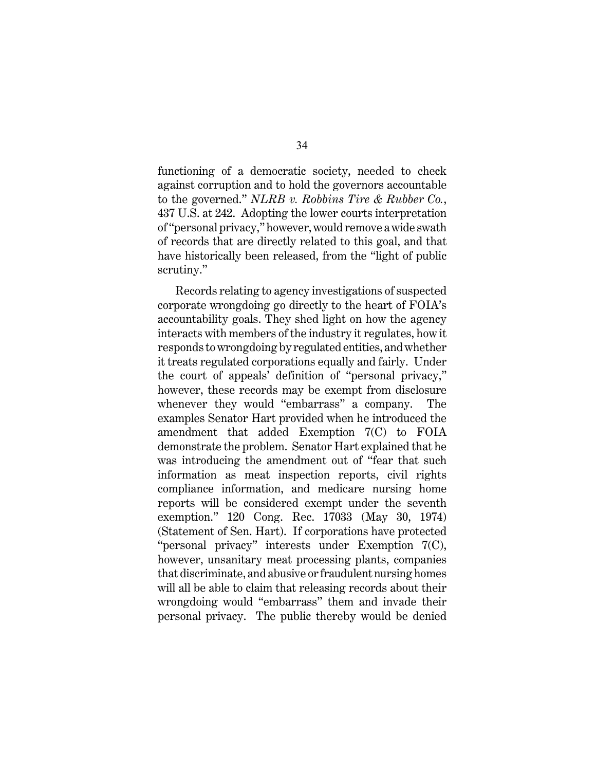functioning of a democratic society, needed to check against corruption and to hold the governors accountable to the governed." *NLRB v. Robbins Tire & Rubber Co.*, 437 U.S. at 242. Adopting the lower courts interpretation of "personal privacy," however, would remove a wide swath of records that are directly related to this goal, and that have historically been released, from the "light of public scrutiny."

Records relating to agency investigations of suspected corporate wrongdoing go directly to the heart of FOIA's accountability goals. They shed light on how the agency interacts with members of the industry it regulates, how it responds to wrongdoing by regulated entities, and whether it treats regulated corporations equally and fairly. Under the court of appeals' definition of "personal privacy," however, these records may be exempt from disclosure whenever they would "embarrass" a company. The examples Senator Hart provided when he introduced the amendment that added Exemption 7(C) to FOIA demonstrate the problem. Senator Hart explained that he was introducing the amendment out of "fear that such information as meat inspection reports, civil rights compliance information, and medicare nursing home reports will be considered exempt under the seventh exemption." 120 Cong. Rec. 17033 (May 30, 1974) (Statement of Sen. Hart). If corporations have protected "personal privacy" interests under Exemption 7(C), however, unsanitary meat processing plants, companies that discriminate, and abusive or fraudulent nursing homes will all be able to claim that releasing records about their wrongdoing would "embarrass" them and invade their personal privacy. The public thereby would be denied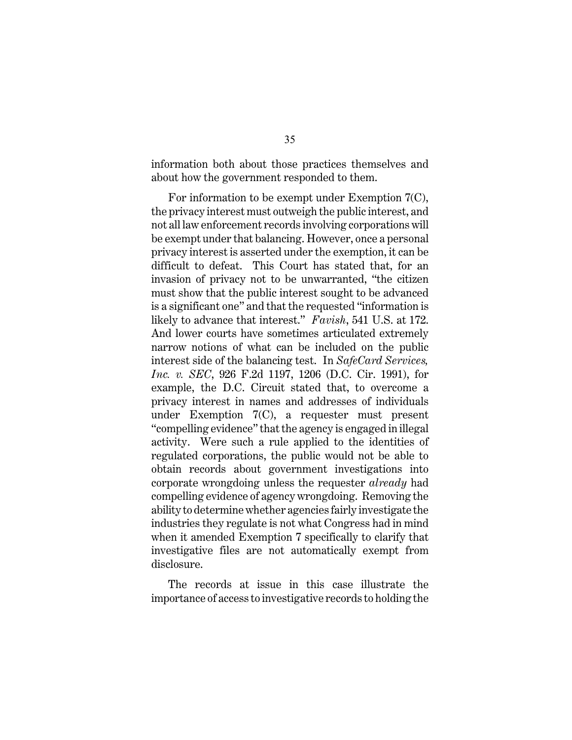information both about those practices themselves and about how the government responded to them.

For information to be exempt under Exemption 7(C), the privacy interest must outweigh the public interest, and not all law enforcement records involving corporations will be exempt under that balancing. However, once a personal privacy interest is asserted under the exemption, it can be difficult to defeat. This Court has stated that, for an invasion of privacy not to be unwarranted, "the citizen must show that the public interest sought to be advanced is a significant one" and that the requested "information is likely to advance that interest." *Favish*, 541 U.S. at 172. And lower courts have sometimes articulated extremely narrow notions of what can be included on the public interest side of the balancing test. In *SafeCard Services, Inc. v. SEC*, 926 F.2d 1197, 1206 (D.C. Cir. 1991), for example, the D.C. Circuit stated that, to overcome a privacy interest in names and addresses of individuals under Exemption 7(C), a requester must present "compelling evidence" that the agency is engaged in illegal activity. Were such a rule applied to the identities of regulated corporations, the public would not be able to obtain records about government investigations into corporate wrongdoing unless the requester *already* had compelling evidence of agency wrongdoing. Removing the ability to determine whether agencies fairly investigate the industries they regulate is not what Congress had in mind when it amended Exemption 7 specifically to clarify that investigative files are not automatically exempt from disclosure.

The records at issue in this case illustrate the importance of access to investigative records to holding the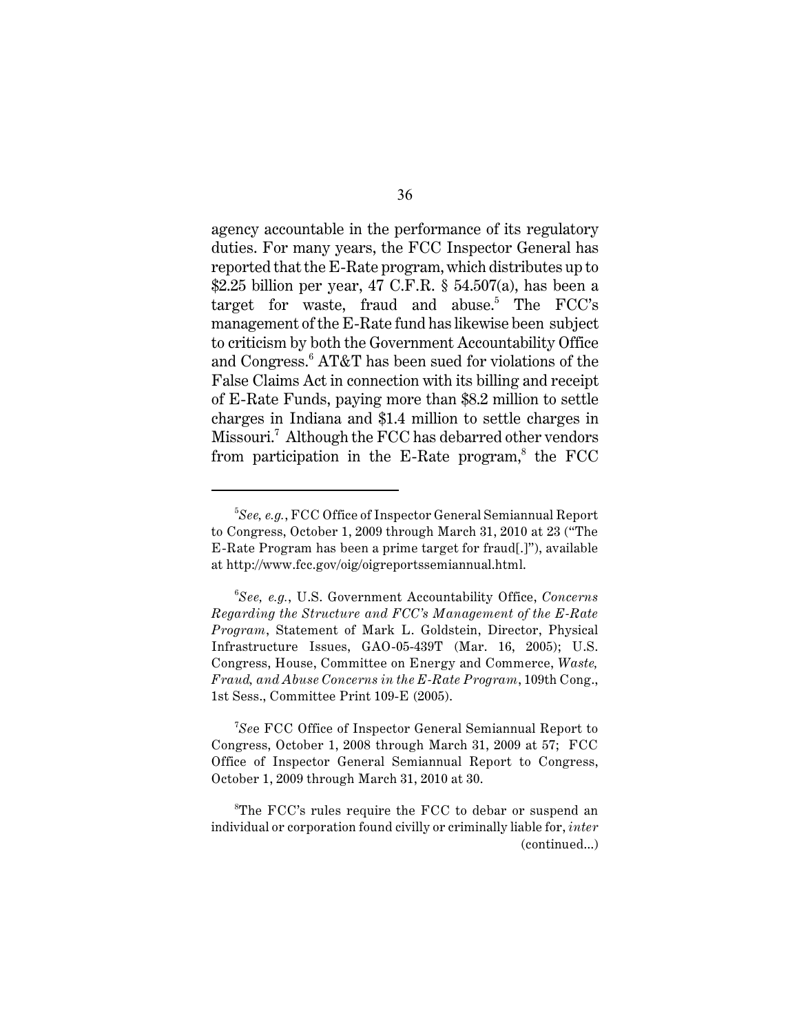agency accountable in the performance of its regulatory duties. For many years, the FCC Inspector General has reported that the E-Rate program, which distributes up to $2.25 billion per year, 47 C.F.R. § 54.507(a), has been a target for waste, fraud and abuse.[5] The FCC's management of the E-Rate fund has likewise been subject to criticism by both the Government Accountability Office and Congress.[6] AT&T has been sued for violations of the False Claims Act in connection with its billing and receipt of E-Rate Funds, paying more than $8.2 million to settle charges in Indiana and $1.4 million to settle charges in Missouri.[7] Although the FCC has debarred other vendors from participation in the E-Rate program,[8] the FCC

---

[5] *See, e.g.*, FCC Office of Inspector General Semiannual Report to Congress, October 1, 2009 through March 31, 2010 at 23 ("The E-Rate Program has been a prime target for fraud[.]"), available at http://www.fcc.gov/oig/oigreportssemiannual.html.

[6] *See, e.g.*, U.S. Government Accountability Office, *Concerns Regarding the Structure and FCC's Management of the E-Rate Program*, Statement of Mark L. Goldstein, Director, Physical Infrastructure Issues, GAO-05-439T (Mar. 16, 2005); U.S. Congress, House, Committee on Energy and Commerce, *Waste, Fraud, and Abuse Concerns in the E-Rate Program*, 109th Cong., 1st Sess., Committee Print 109-E (2005).

[7] *See* FCC Office of Inspector General Semiannual Report to Congress, October 1, 2008 through March 31, 2009 at 57; FCC Office of Inspector General Semiannual Report to Congress, October 1, 2009 through March 31, 2010 at 30.

[8] The FCC's rules require the FCC to debar or suspend an individual or corporation found civilly or criminally liable for, *inter* (continued...)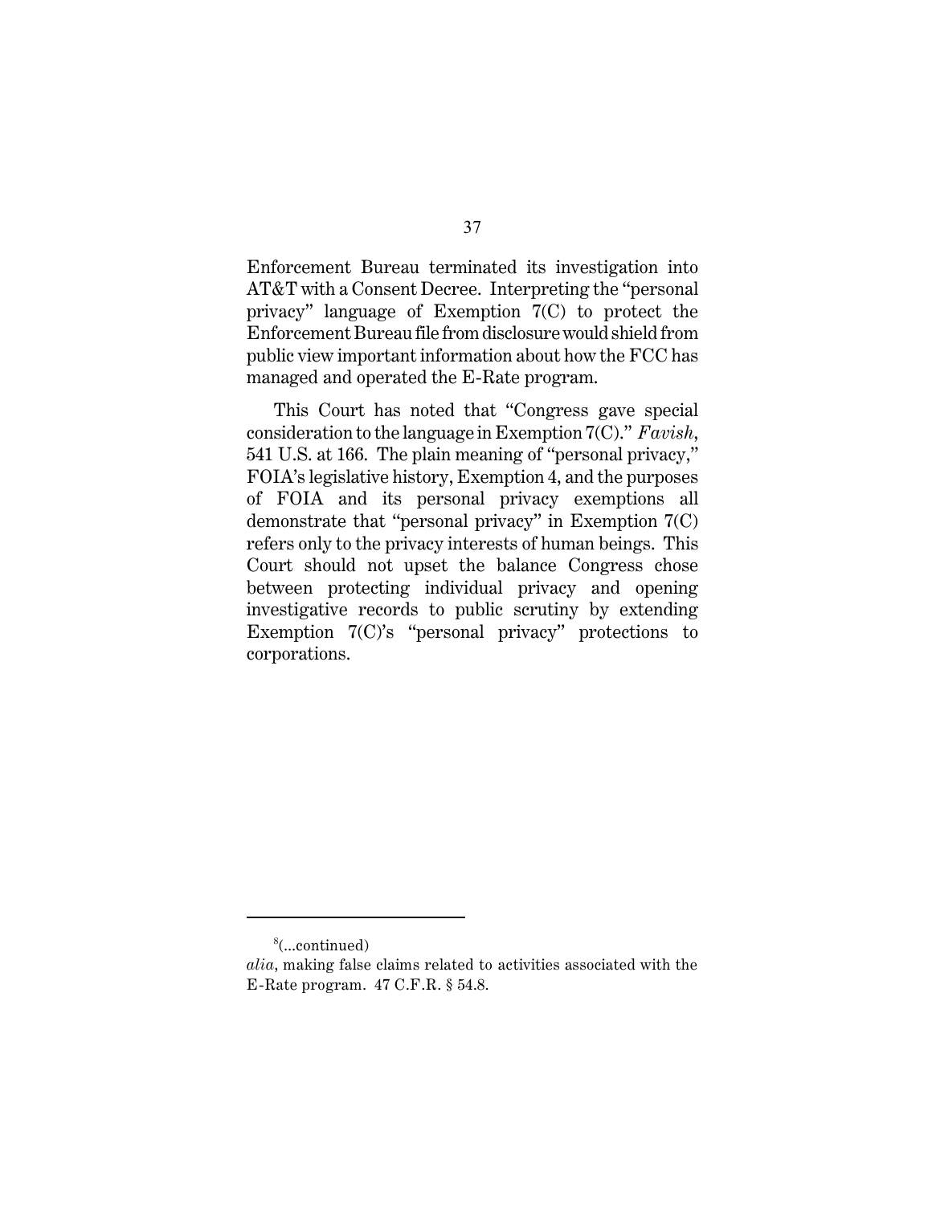Enforcement Bureau terminated its investigation into AT&T with a Consent Decree. Interpreting the "personal privacy" language of Exemption 7(C) to protect the Enforcement Bureau file from disclosure would shield from public view important information about how the FCC has managed and operated the E-Rate program.

This Court has noted that "Congress gave special consideration to the language in Exemption 7(C)." *Favish*, 541 U.S. at 166. The plain meaning of "personal privacy," FOIA's legislative history, Exemption 4, and the purposes of FOIA and its personal privacy exemptions all demonstrate that "personal privacy" in Exemption 7(C) refers only to the privacy interests of human beings. This Court should not upset the balance Congress chose between protecting individual privacy and opening investigative records to public scrutiny by extending Exemption 7(C)'s "personal privacy" protections to corporations.

---

[8](...continued)
*alia*, making false claims related to activities associated with the E-Rate program. 47 C.F.R. § 54.8.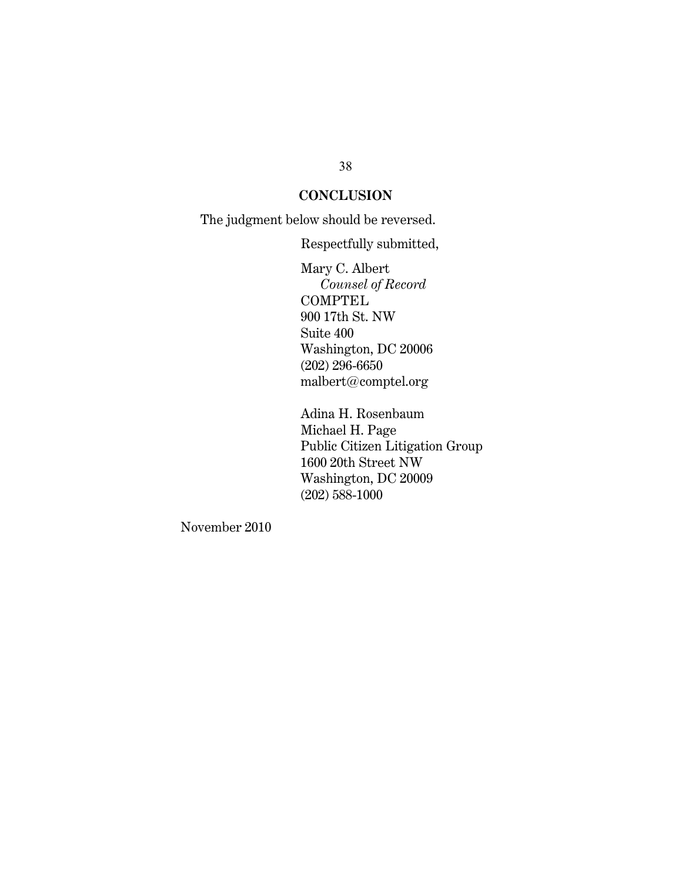## CONCLUSION

The judgment below should be reversed.

Respectfully submitted,

Mary C. Albert
*Counsel of Record*
COMPTEL
900 17th St. NW
Suite 400
Washington, DC 20006
(202) 296-6650
malbert@comptel.org

Adina H. Rosenbaum
Michael H. Page
Public Citizen Litigation Group
1600 20th Street NW
Washington, DC 20009
(202) 588-1000

November 2010